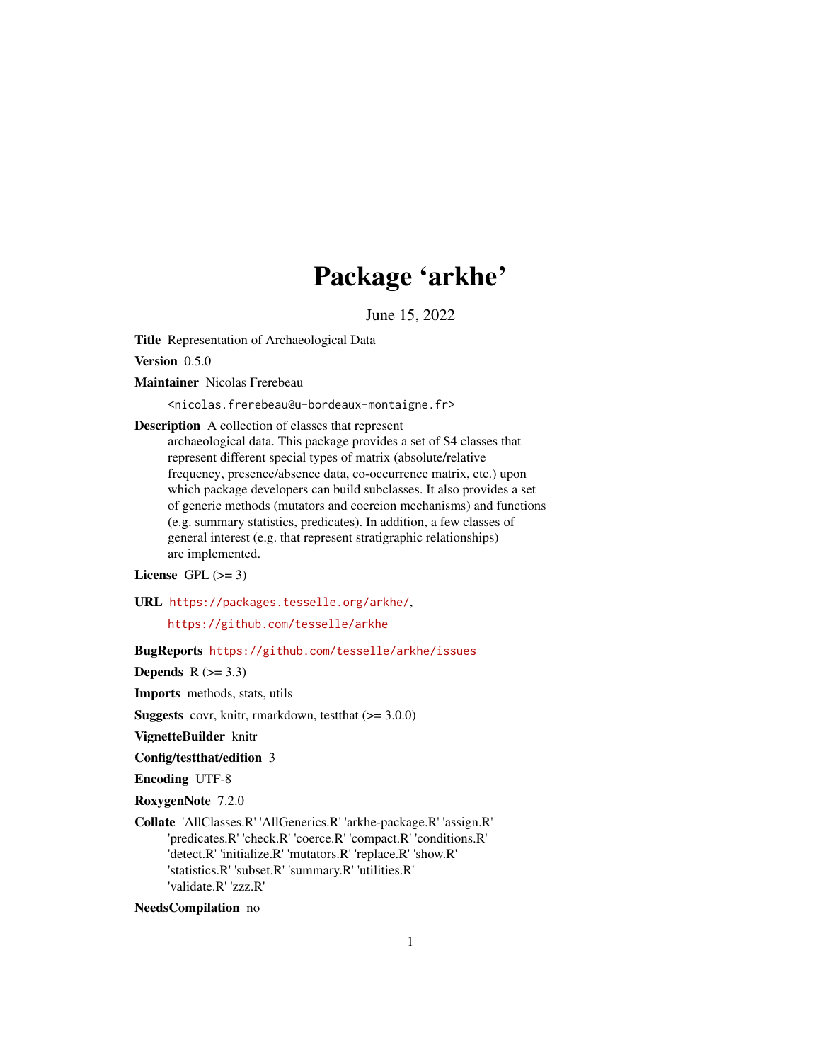# Package 'arkhe'

June 15, 2022

**Title** Representation of Archaeological Data

**Version** 0.5.0

**Maintainer** Nicolas Frerebeau
<nicolas.frerebeau@u-bordeaux-montaigne.fr>

**Description** A collection of classes that represent archaeological data. This package provides a set of S4 classes that represent different special types of matrix (absolute/relative frequency, presence/absence data, co-occurrence matrix, etc.) upon which package developers can build subclasses. It also provides a set of generic methods (mutators and coercion mechanisms) and functions (e.g. summary statistics, predicates). In addition, a few classes of general interest (e.g. that represent stratigraphic relationships) are implemented.

**License** GPL (>= 3)

**URL** https://packages.tesselle.org/arkhe/,
https://github.com/tesselle/arkhe

**BugReports** https://github.com/tesselle/arkhe/issues

**Depends** R (>= 3.3)

**Imports** methods, stats, utils

**Suggests** covr, knitr, rmarkdown, testthat (>= 3.0.0)

**VignetteBuilder** knitr

**Config/testthat/edition** 3

**Encoding** UTF-8

**RoxygenNote** 7.2.0

**Collate** 'AllClasses.R' 'AllGenerics.R' 'arkhe-package.R' 'assign.R' 'predicates.R' 'check.R' 'coerce.R' 'compact.R' 'conditions.R' 'detect.R' 'initialize.R' 'mutators.R' 'replace.R' 'show.R' 'statistics.R' 'subset.R' 'summary.R' 'utilities.R' 'validate.R' 'zzz.R'

**NeedsCompilation** no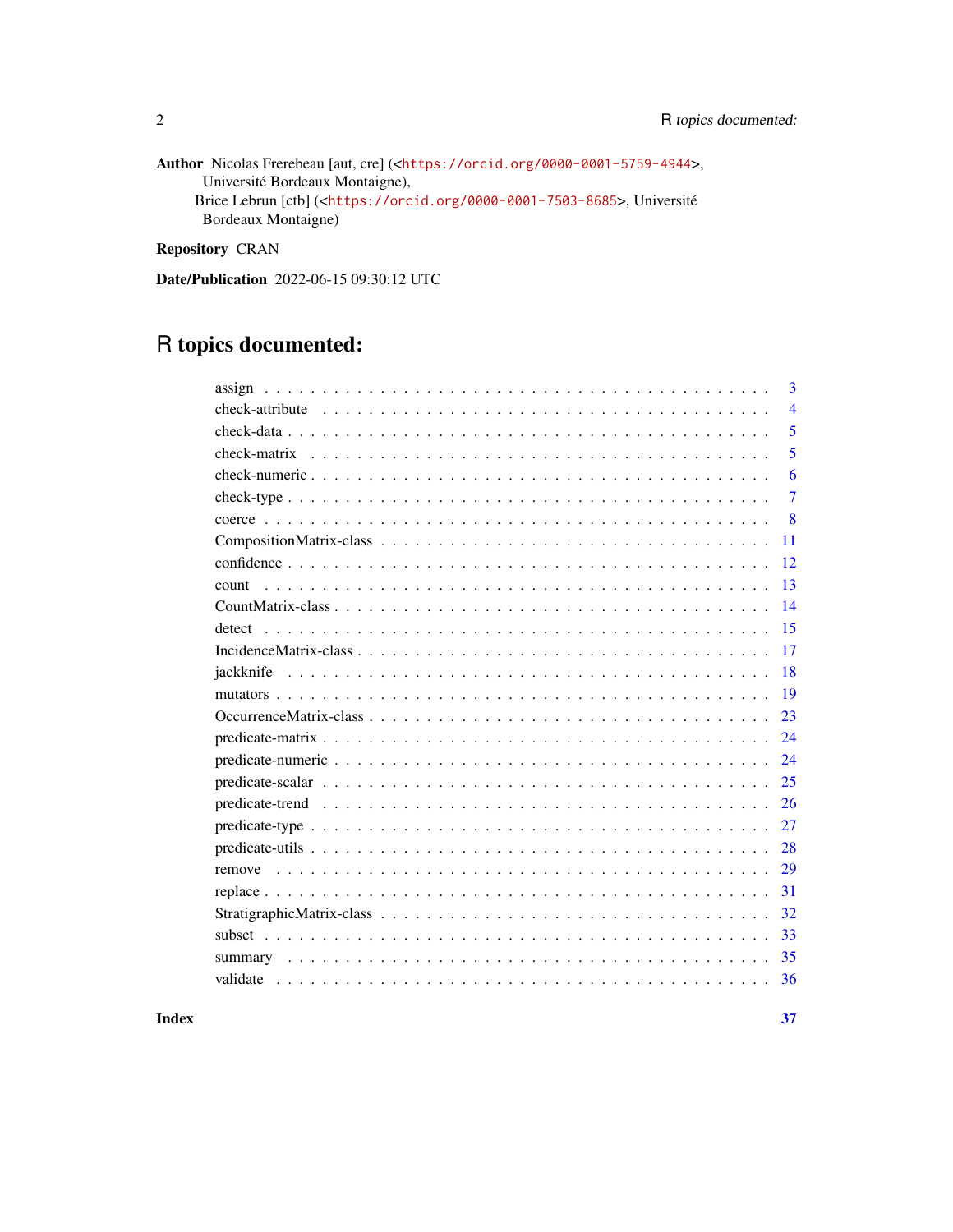**Author** Nicolas Frerebeau [aut, cre] (<https://orcid.org/0000-0001-5759-4944>, Université Bordeaux Montaigne),
Brice Lebrun [ctb] (<https://orcid.org/0000-0001-7503-8685>, Université Bordeaux Montaigne)

**Repository** CRAN

**Date/Publication** 2022-06-15 09:30:12 UTC

# R topics documented:

| | |
|---|---|
| assign | 3 |
| check-attribute | 4 |
| check-data | 5 |
| check-matrix | 5 |
| check-numeric | 6 |
| check-type | 7 |
| coerce | 8 |
| CompositionMatrix-class | 11 |
| confidence | 12 |
| count | 13 |
| CountMatrix-class | 14 |
| detect | 15 |
| IncidenceMatrix-class | 17 |
| jackknife | 18 |
| mutators | 19 |
| OccurrenceMatrix-class | 23 |
| predicate-matrix | 24 |
| predicate-numeric | 24 |
| predicate-scalar | 25 |
| predicate-trend | 26 |
| predicate-type | 27 |
| predicate-utils | 28 |
| remove | 29 |
| replace | 31 |
| StratigraphicMatrix-class | 32 |
| subset | 33 |
| summary | 35 |
| validate | 36 |

**Index** 37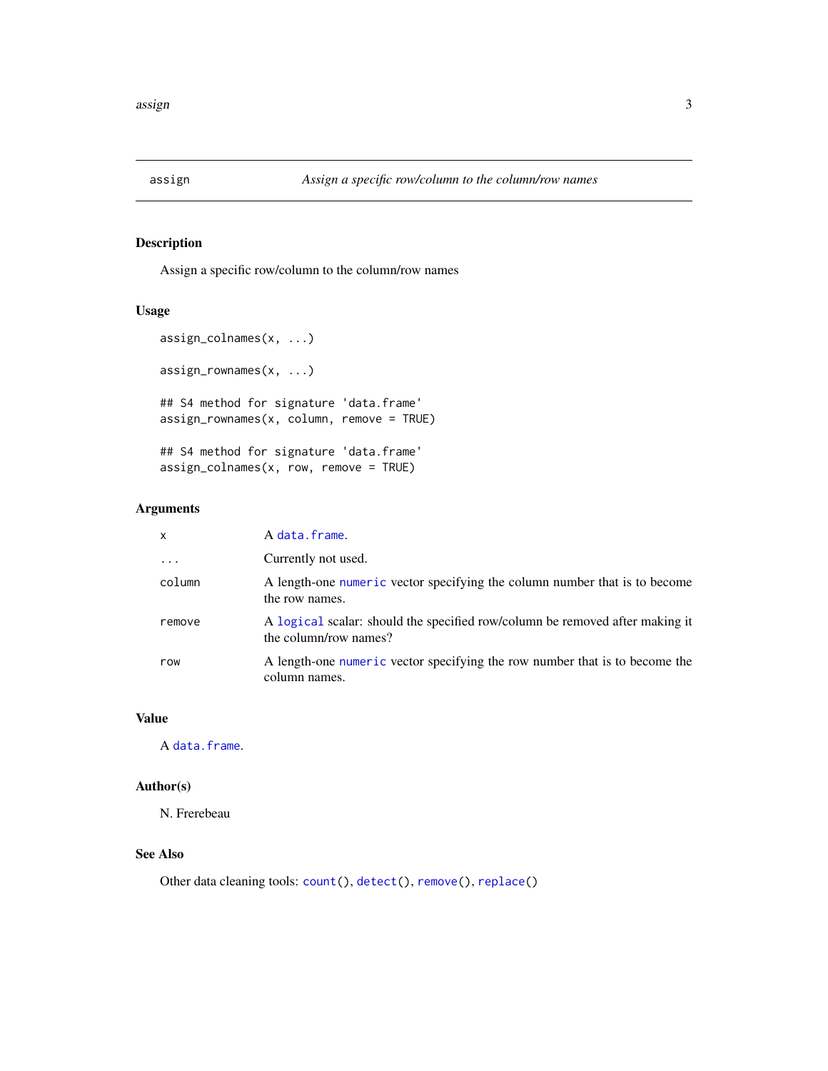# assign — *Assign a specific row/column to the column/row names*

## Description

Assign a specific row/column to the column/row names

## Usage

```
assign_colnames(x, ...)

assign_rownames(x, ...)

## S4 method for signature 'data.frame'
assign_rownames(x, column, remove = TRUE)

## S4 method for signature 'data.frame'
assign_colnames(x, row, remove = TRUE)
```

## Arguments

| | |
|---|---|
| `x` | A `data.frame`. |
| `...` | Currently not used. |
| `column` | A length-one `numeric` vector specifying the column number that is to become the row names. |
| `remove` | A `logical` scalar: should the specified row/column be removed after making it the column/row names? |
| `row` | A length-one `numeric` vector specifying the row number that is to become the column names. |

## Value

A `data.frame`.

## Author(s)

N. Frerebeau

## See Also

Other data cleaning tools: `count()`, `detect()`, `remove()`, `replace()`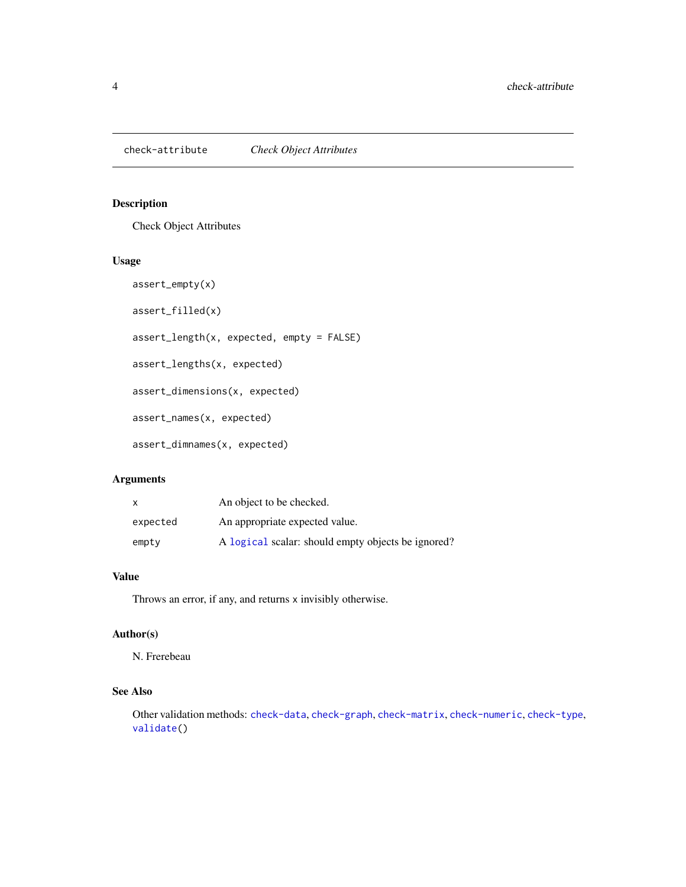## check-attribute — *Check Object Attributes*

### Description

Check Object Attributes

### Usage

```
assert_empty(x)

assert_filled(x)

assert_length(x, expected, empty = FALSE)

assert_lengths(x, expected)

assert_dimensions(x, expected)

assert_names(x, expected)

assert_dimnames(x, expected)
```

### Arguments

| | |
|---|---|
| `x` | An object to be checked. |
| `expected` | An appropriate expected value. |
| `empty` | A `logical` scalar: should empty objects be ignored? |

### Value

Throws an error, if any, and returns `x` invisibly otherwise.

### Author(s)

N. Frerebeau

### See Also

Other validation methods: `check-data`, `check-graph`, `check-matrix`, `check-numeric`, `check-type`, `validate()`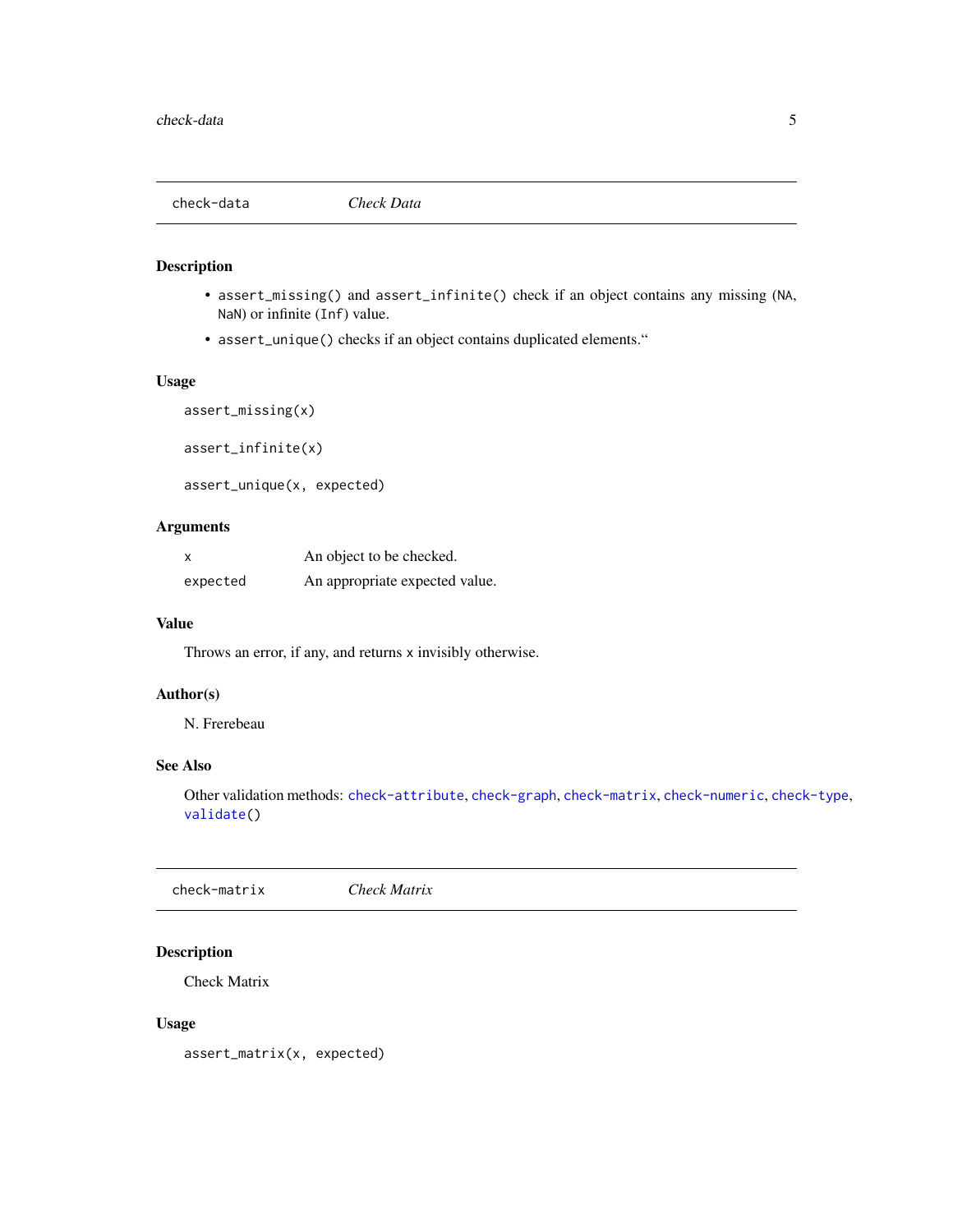## check-data — *Check Data*

### Description

- `assert_missing()` and `assert_infinite()` check if an object contains any missing (`NA`, `NaN`) or infinite (`Inf`) value.
- `assert_unique()` checks if an object contains duplicated elements.“

### Usage

```
assert_missing(x)

assert_infinite(x)

assert_unique(x, expected)
```

### Arguments

| | |
|---|---|
| `x` | An object to be checked. |
| `expected` | An appropriate expected value. |

### Value

Throws an error, if any, and returns `x` invisibly otherwise.

### Author(s)

N. Frerebeau

### See Also

Other validation methods: `check-attribute`, `check-graph`, `check-matrix`, `check-numeric`, `check-type`, `validate()`

## check-matrix — *Check Matrix*

### Description

Check Matrix

### Usage

```
assert_matrix(x, expected)
```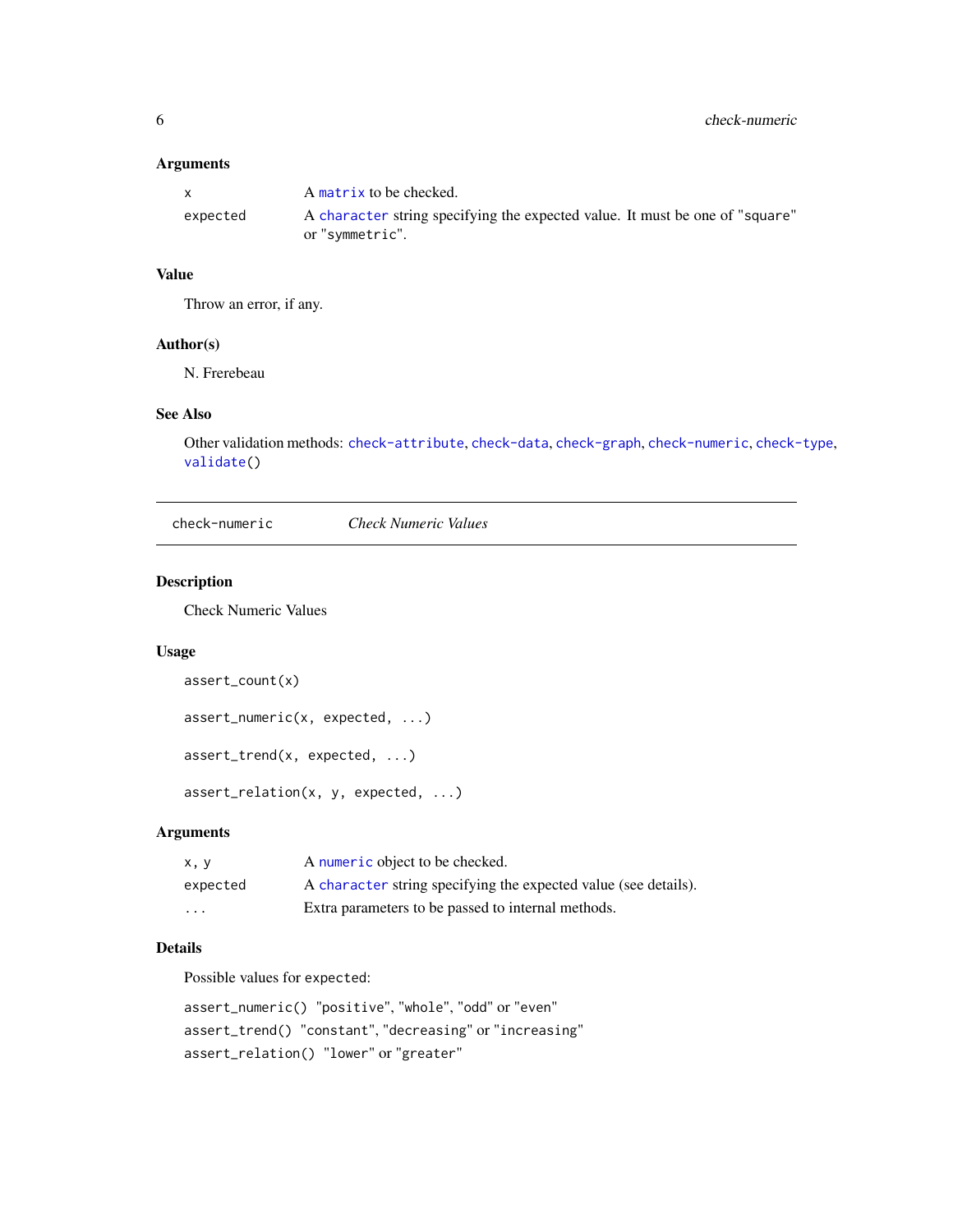### Arguments

| | |
|---|---|
| `x` | A `matrix` to be checked. |
| `expected` | A `character` string specifying the expected value. It must be one of "`square`" or "`symmetric`". |

### Value

Throw an error, if any.

### Author(s)

N. Frerebeau

### See Also

Other validation methods: `check-attribute`, `check-data`, `check-graph`, `check-numeric`, `check-type`, `validate()`

---

## check-numeric — *Check Numeric Values*

### Description

Check Numeric Values

### Usage

```
assert_count(x)

assert_numeric(x, expected, ...)

assert_trend(x, expected, ...)

assert_relation(x, y, expected, ...)
```

### Arguments

| | |
|---|---|
| `x, y` | A `numeric` object to be checked. |
| `expected` | A `character` string specifying the expected value (see details). |
| `...` | Extra parameters to be passed to internal methods. |

### Details

Possible values for `expected`:

`assert_numeric()` "`positive`", "`whole`", "`odd`" or "`even`"

`assert_trend()` "`constant`", "`decreasing`" or "`increasing`"

`assert_relation()` "`lower`" or "`greater`"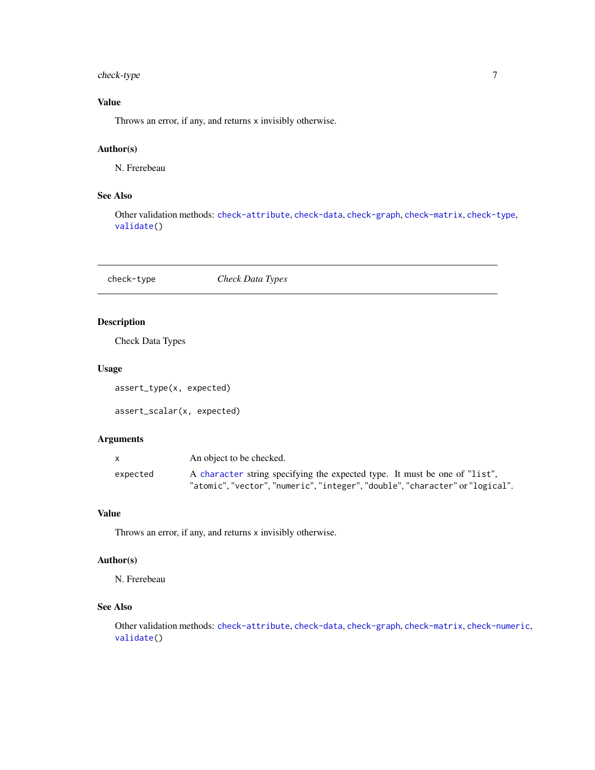### Value

Throws an error, if any, and returns x invisibly otherwise.

### Author(s)

N. Frerebeau

### See Also

Other validation methods: `check-attribute`, `check-data`, `check-graph`, `check-matrix`, `check-type`, `validate()`

---

## check-type *Check Data Types*

---

### Description

Check Data Types

### Usage

```
assert_type(x, expected)

assert_scalar(x, expected)
```

### Arguments

| | |
|---|---|
| `x` | An object to be checked. |
| `expected` | A `character` string specifying the expected type. It must be one of "list", "atomic", "vector", "numeric", "integer", "double", "character" or "logical". |

### Value

Throws an error, if any, and returns x invisibly otherwise.

### Author(s)

N. Frerebeau

### See Also

Other validation methods: `check-attribute`, `check-data`, `check-graph`, `check-matrix`, `check-numeric`, `validate()`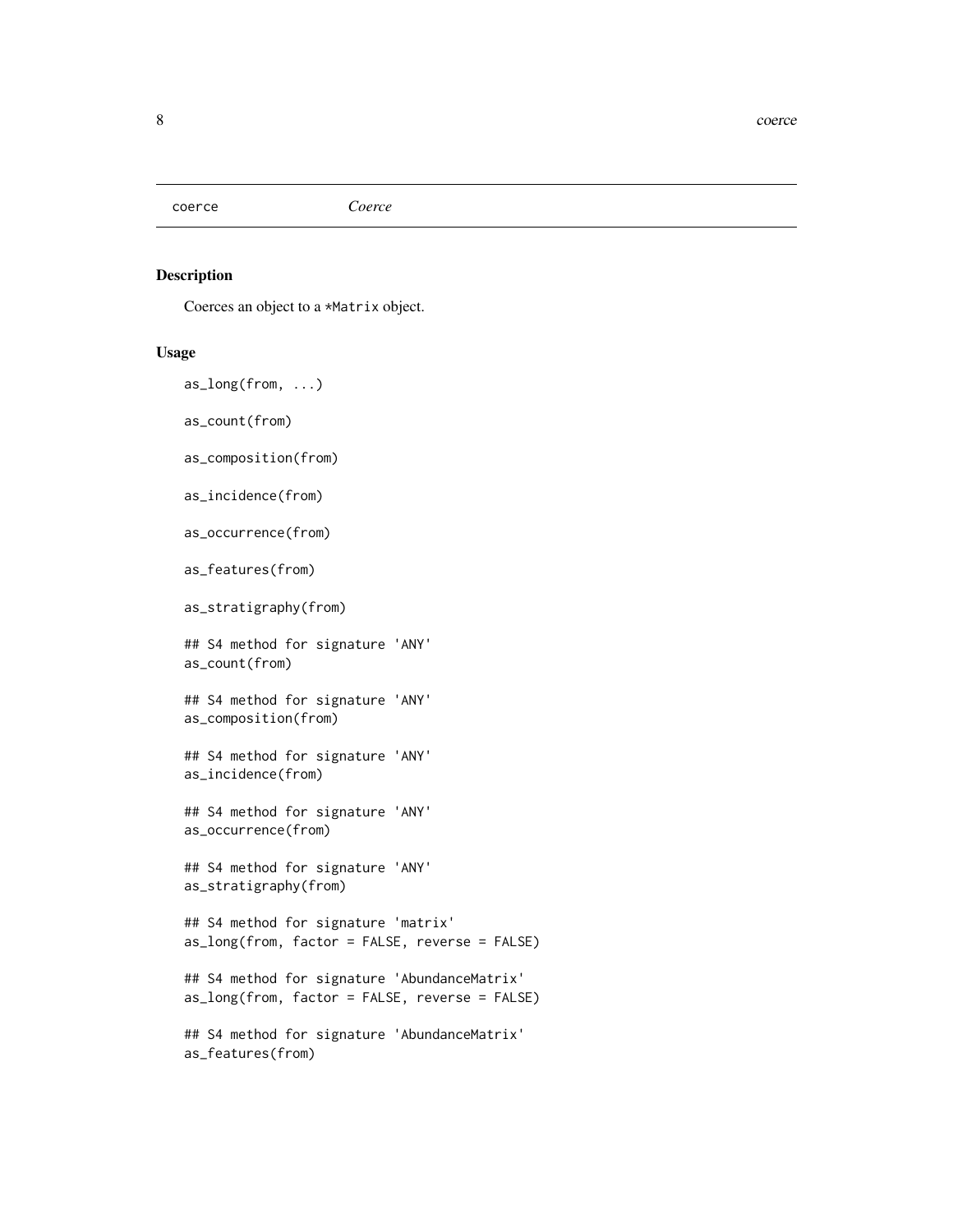coerce *Coerce*

## Description

Coerces an object to a *Matrix object.

## Usage

```
as_long(from, ...)

as_count(from)

as_composition(from)

as_incidence(from)

as_occurrence(from)

as_features(from)

as_stratigraphy(from)

## S4 method for signature 'ANY'
as_count(from)

## S4 method for signature 'ANY'
as_composition(from)

## S4 method for signature 'ANY'
as_incidence(from)

## S4 method for signature 'ANY'
as_occurrence(from)

## S4 method for signature 'ANY'
as_stratigraphy(from)

## S4 method for signature 'matrix'
as_long(from, factor = FALSE, reverse = FALSE)

## S4 method for signature 'AbundanceMatrix'
as_long(from, factor = FALSE, reverse = FALSE)

## S4 method for signature 'AbundanceMatrix'
as_features(from)
```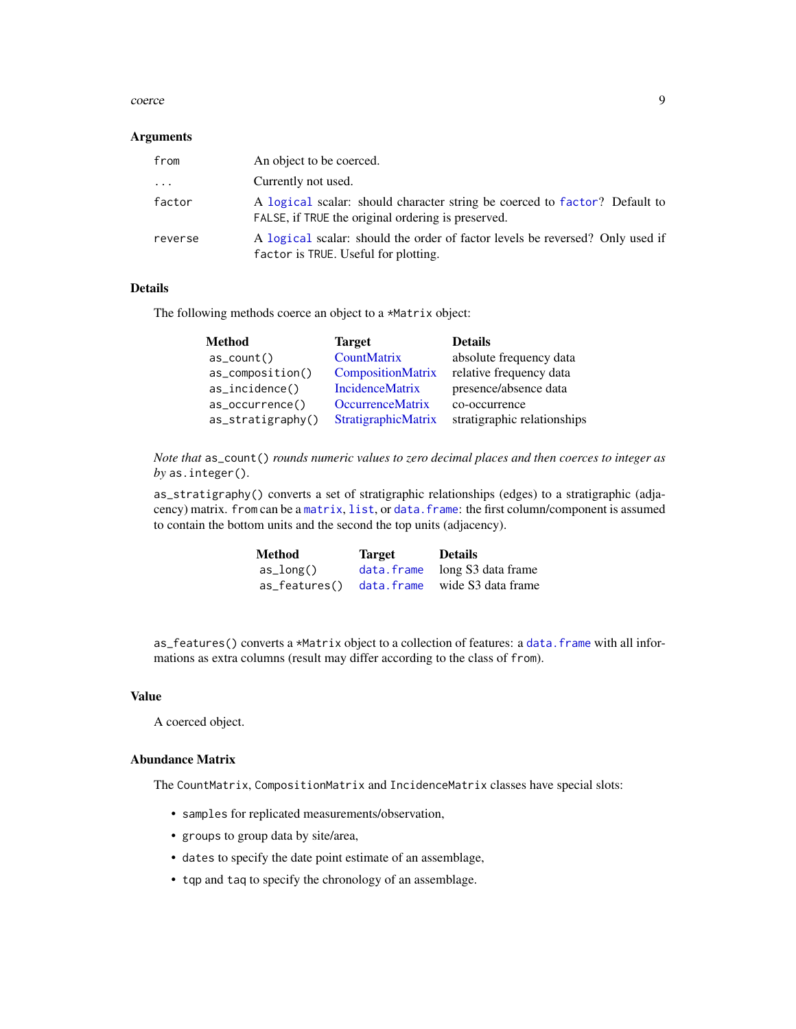## Arguments

| | |
|---|---|
| `from` | An object to be coerced. |
| `...` | Currently not used. |
| `factor` | A `logical` scalar: should character string be coerced to `factor`? Default to `FALSE`, if `TRUE` the original ordering is preserved. |
| `reverse` | A `logical` scalar: should the order of factor levels be reversed? Only used if `factor` is `TRUE`. Useful for plotting. |

## Details

The following methods coerce an object to a `*Matrix` object:

| Method | Target | Details |
|---|---|---|
| `as_count()` | CountMatrix | absolute frequency data |
| `as_composition()` | CompositionMatrix | relative frequency data |
| `as_incidence()` | IncidenceMatrix | presence/absence data |
| `as_occurrence()` | OccurrenceMatrix | co-occurrence |
| `as_stratigraphy()` | StratigraphicMatrix | stratigraphic relationships |

*Note that* `as_count()` *rounds numeric values to zero decimal places and then coerces to integer as by* `as.integer()`.

`as_stratigraphy()` converts a set of stratigraphic relationships (edges) to a stratigraphic (adjacency) matrix. `from` can be a `matrix`, `list`, or `data.frame`: the first column/component is assumed to contain the bottom units and the second the top units (adjacency).

| Method | Target | Details |
|---|---|---|
| `as_long()` | `data.frame` | long S3 data frame |
| `as_features()` | `data.frame` | wide S3 data frame |

`as_features()` converts a `*Matrix` object to a collection of features: a `data.frame` with all informations as extra columns (result may differ according to the class of `from`).

## Value

A coerced object.

## Abundance Matrix

The `CountMatrix`, `CompositionMatrix` and `IncidenceMatrix` classes have special slots:

- `samples` for replicated measurements/observation,
- `groups` to group data by site/area,
- `dates` to specify the date point estimate of an assemblage,
- `tqp` and `taq` to specify the chronology of an assemblage.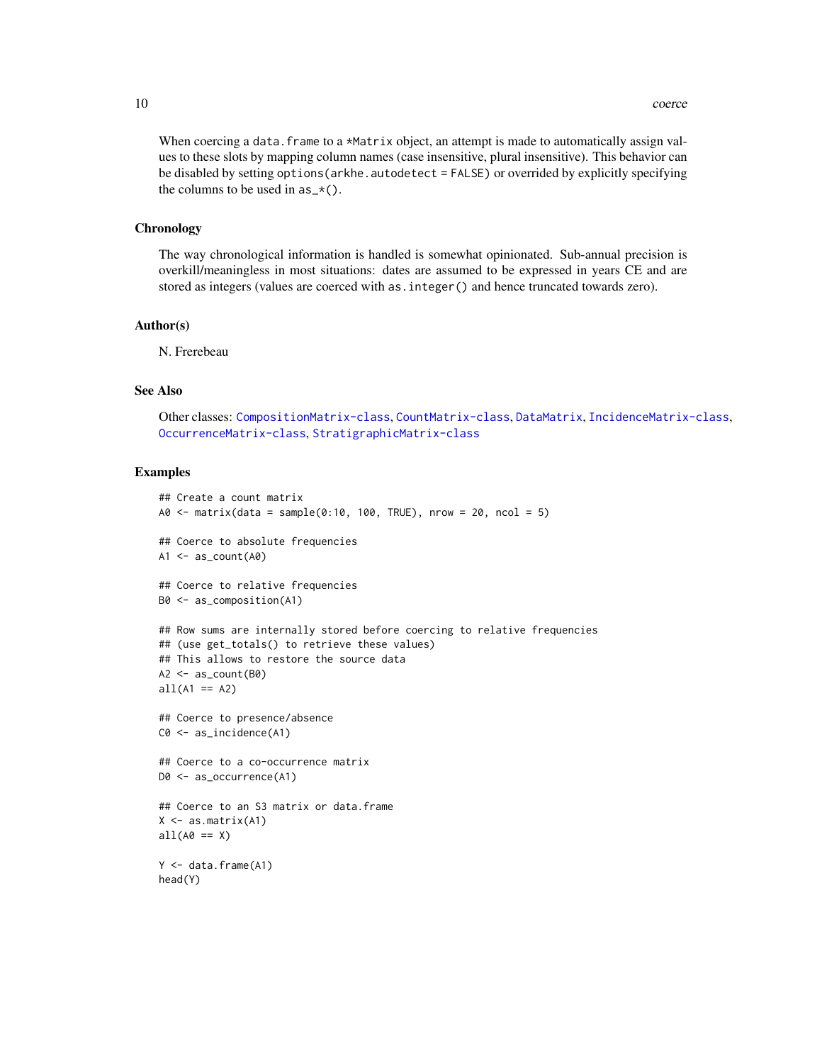When coercing a `data.frame` to a `*Matrix` object, an attempt is made to automatically assign values to these slots by mapping column names (case insensitive, plural insensitive). This behavior can be disabled by setting `options(arkhe.autodetect = FALSE)` or overrided by explicitly specifying the columns to be used in `as_*()`.

## Chronology

The way chronological information is handled is somewhat opinionated. Sub-annual precision is overkill/meaningless in most situations: dates are assumed to be expressed in years CE and are stored as integers (values are coerced with `as.integer()` and hence truncated towards zero).

## Author(s)

N. Frerebeau

## See Also

Other classes: `CompositionMatrix-class`, `CountMatrix-class`, `DataMatrix`, `IncidenceMatrix-class`, `OccurrenceMatrix-class`, `StratigraphicMatrix-class`

## Examples

```
## Create a count matrix
A0 <- matrix(data = sample(0:10, 100, TRUE), nrow = 20, ncol = 5)

## Coerce to absolute frequencies
A1 <- as_count(A0)

## Coerce to relative frequencies
B0 <- as_composition(A1)

## Row sums are internally stored before coercing to relative frequencies
## (use get_totals() to retrieve these values)
## This allows to restore the source data
A2 <- as_count(B0)
all(A1 == A2)

## Coerce to presence/absence
C0 <- as_incidence(A1)

## Coerce to a co-occurrence matrix
D0 <- as_occurrence(A1)

## Coerce to an S3 matrix or data.frame
X <- as.matrix(A1)
all(A0 == X)

Y <- data.frame(A1)
head(Y)
```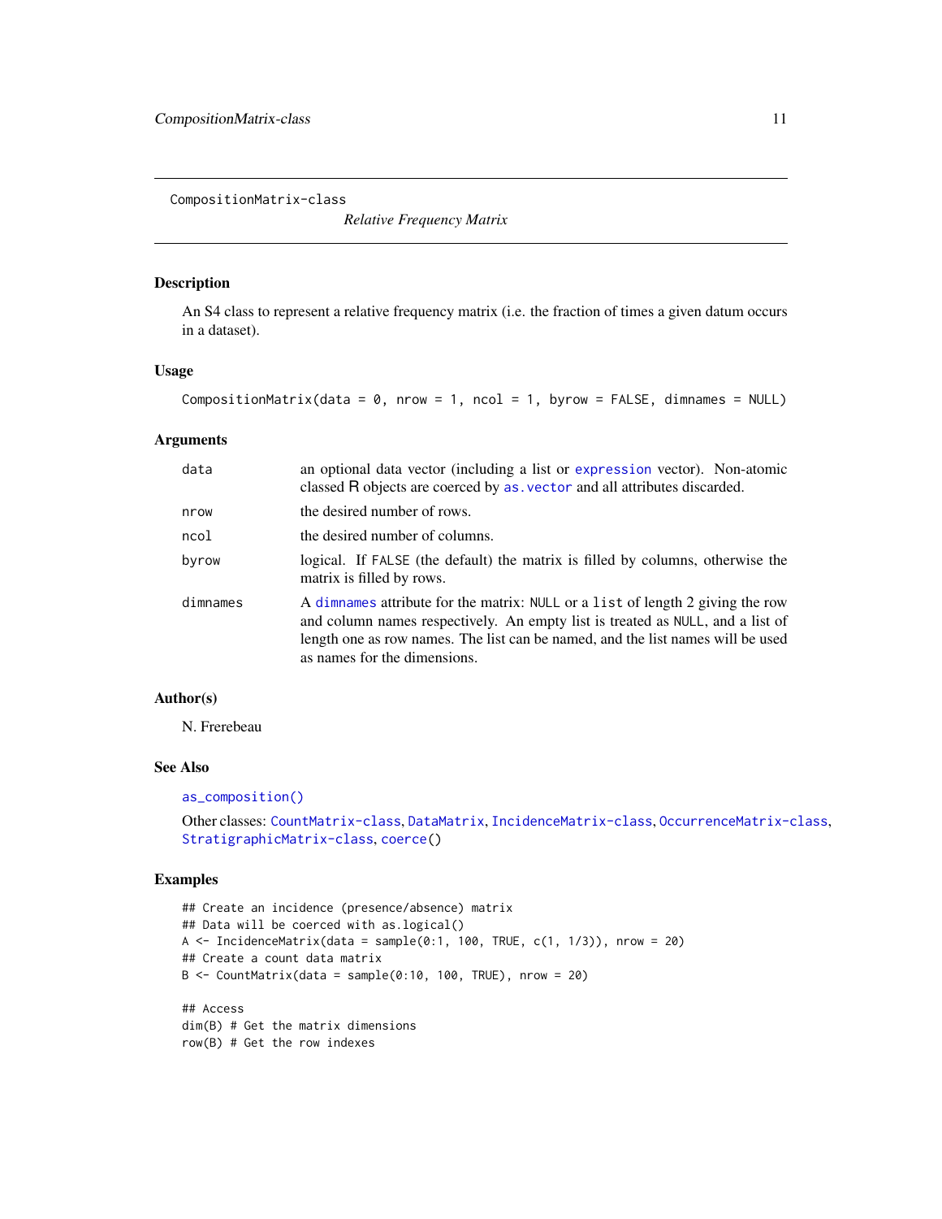CompositionMatrix-class

*Relative Frequency Matrix*

### Description

An S4 class to represent a relative frequency matrix (i.e. the fraction of times a given datum occurs in a dataset).

### Usage

```
CompositionMatrix(data = 0, nrow = 1, ncol = 1, byrow = FALSE, dimnames = NULL)
```

### Arguments

| | |
|---|---|
| `data` | an optional data vector (including a list or `expression` vector). Non-atomic classed R objects are coerced by `as.vector` and all attributes discarded. |
| `nrow` | the desired number of rows. |
| `ncol` | the desired number of columns. |
| `byrow` | logical. If `FALSE` (the default) the matrix is filled by columns, otherwise the matrix is filled by rows. |
| `dimnames` | A `dimnames` attribute for the matrix: `NULL` or a `list` of length 2 giving the row and column names respectively. An empty list is treated as `NULL`, and a list of length one as row names. The list can be named, and the list names will be used as names for the dimensions. |

### Author(s)

N. Frerebeau

### See Also

`as_composition()`

Other classes: `CountMatrix-class`, `DataMatrix`, `IncidenceMatrix-class`, `OccurrenceMatrix-class`, `StratigraphicMatrix-class`, `coerce()`

### Examples

```
## Create an incidence (presence/absence) matrix
## Data will be coerced with as.logical()
A <- IncidenceMatrix(data = sample(0:1, 100, TRUE, c(1, 1/3)), nrow = 20)
## Create a count data matrix
B <- CountMatrix(data = sample(0:10, 100, TRUE), nrow = 20)

## Access
dim(B) # Get the matrix dimensions
row(B) # Get the row indexes
```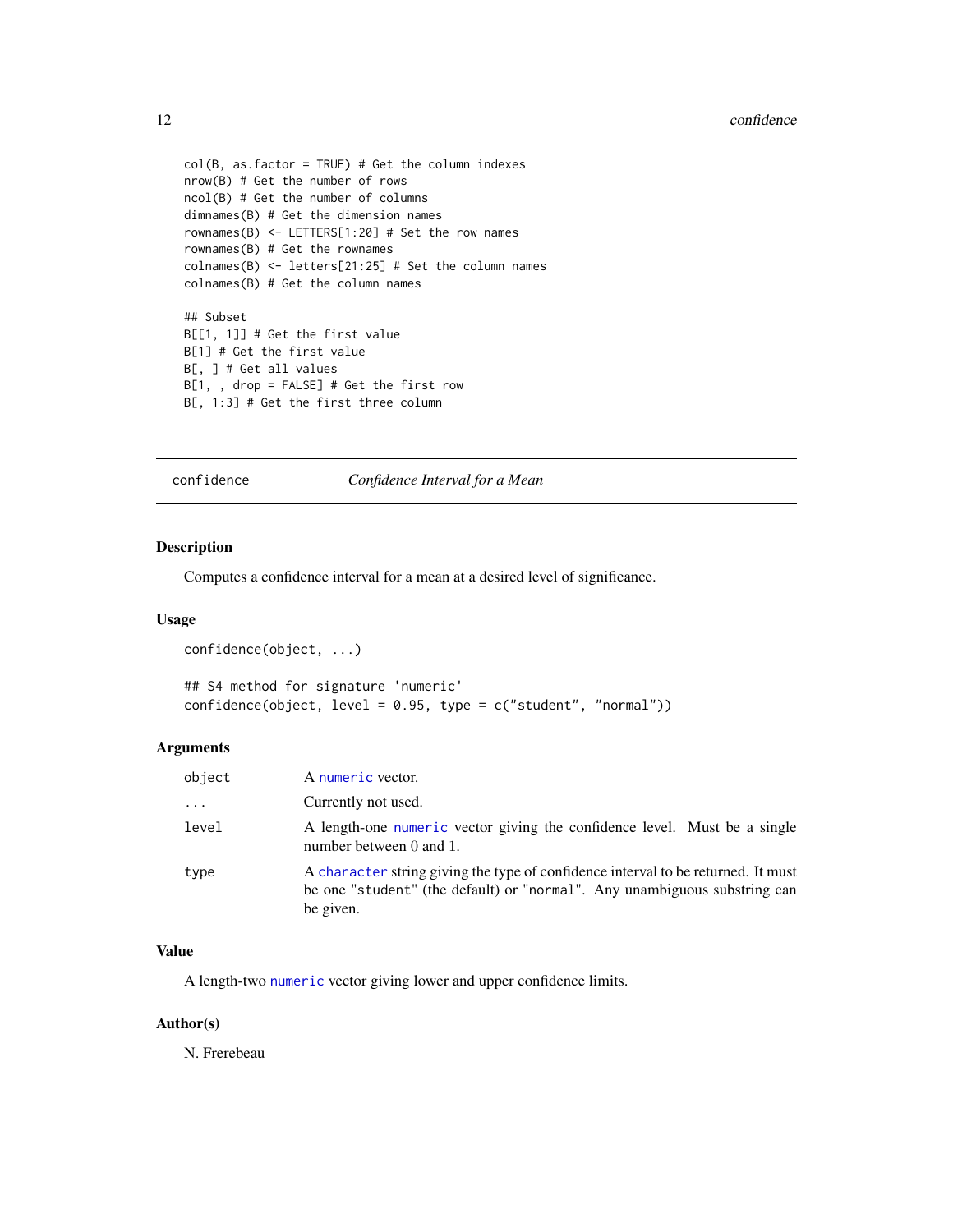```
col(B, as.factor = TRUE) # Get the column indexes
nrow(B) # Get the number of rows
ncol(B) # Get the number of columns
dimnames(B) # Get the dimension names
rownames(B) <- LETTERS[1:20] # Set the row names
rownames(B) # Get the rownames
colnames(B) <- letters[21:25] # Set the column names
colnames(B) # Get the column names

## Subset
B[[1, 1]] # Get the first value
B[1] # Get the first value
B[, ] # Get all values
B[1, , drop = FALSE] # Get the first row
B[, 1:3] # Get the first three column
```

---

## confidence *Confidence Interval for a Mean*

### Description

Computes a confidence interval for a mean at a desired level of significance.

### Usage

```
confidence(object, ...)

## S4 method for signature 'numeric'
confidence(object, level = 0.95, type = c("student", "normal"))
```

### Arguments

| | |
|---|---|
| `object` | A `numeric` vector. |
| `...` | Currently not used. |
| `level` | A length-one `numeric` vector giving the confidence level. Must be a single number between 0 and 1. |
| `type` | A `character` string giving the type of confidence interval to be returned. It must be one "`student`" (the default) or "`normal`". Any unambiguous substring can be given. |

### Value

A length-two `numeric` vector giving lower and upper confidence limits.

### Author(s)

N. Frerebeau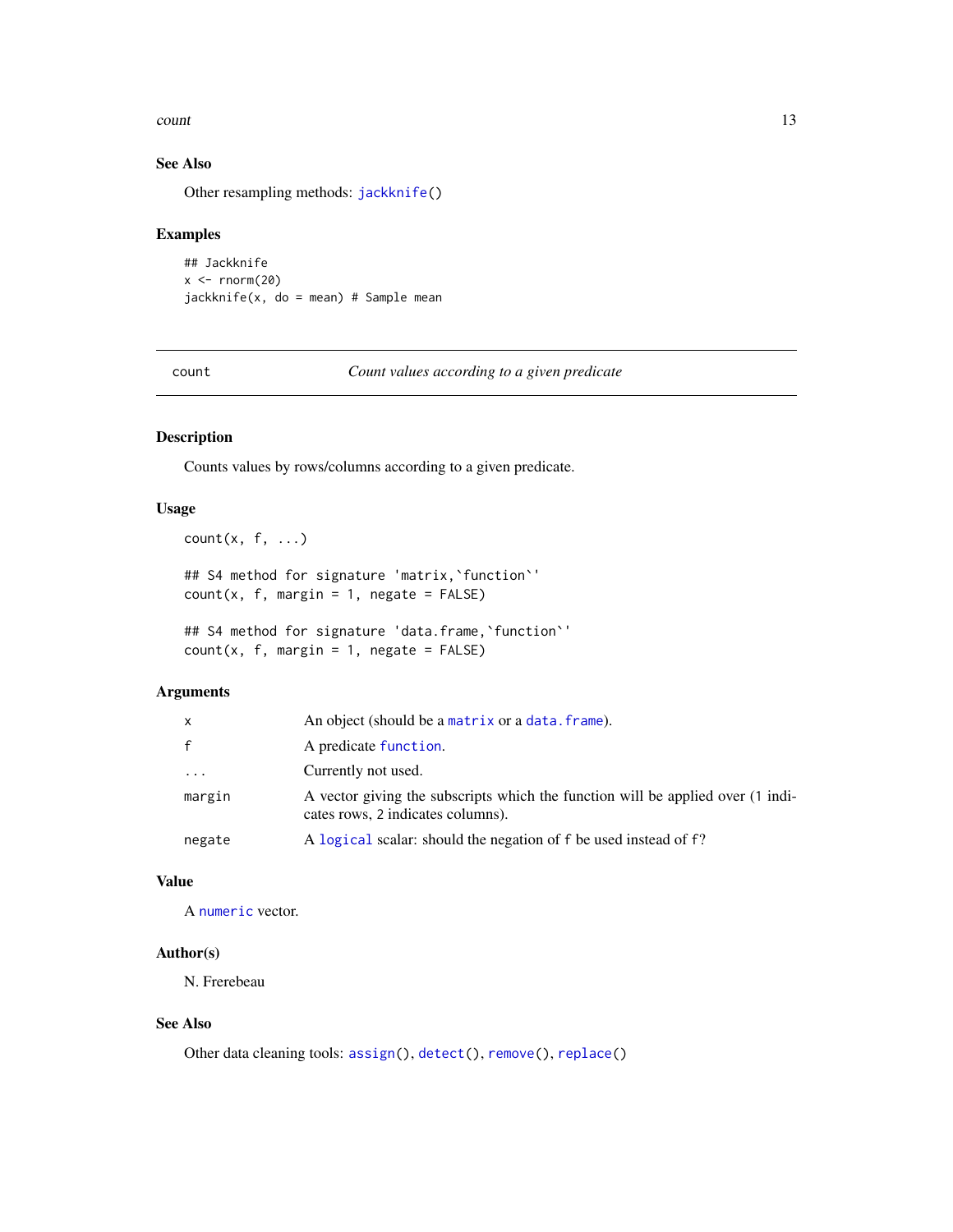### See Also

Other resampling methods: `jackknife()`

### Examples

```
## Jackknife
x <- rnorm(20)
jackknife(x, do = mean) # Sample mean
```

---

## count — *Count values according to a given predicate*

---

### Description

Counts values by rows/columns according to a given predicate.

### Usage

```
count(x, f, ...)

## S4 method for signature 'matrix,`function`'
count(x, f, margin = 1, negate = FALSE)

## S4 method for signature 'data.frame,`function`'
count(x, f, margin = 1, negate = FALSE)
```

### Arguments

| | |
|---|---|
| `x` | An object (should be a `matrix` or a `data.frame`). |
| `f` | A predicate `function`. |
| `...` | Currently not used. |
| `margin` | A vector giving the subscripts which the function will be applied over (1 indicates rows, 2 indicates columns). |
| `negate` | A `logical` scalar: should the negation of `f` be used instead of `f`? |

### Value

A `numeric` vector.

### Author(s)

N. Frerebeau

### See Also

Other data cleaning tools: `assign()`, `detect()`, `remove()`, `replace()`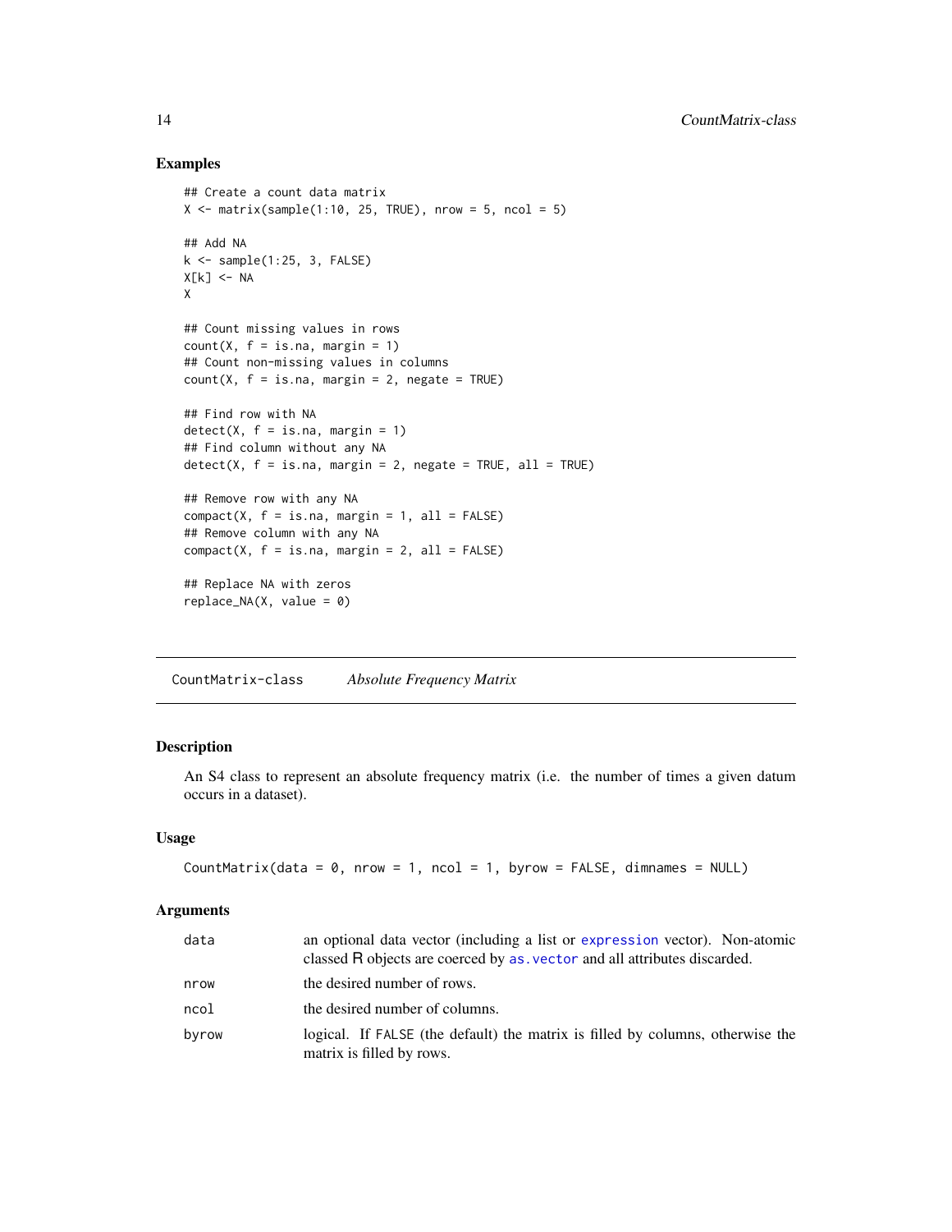## Examples

```
## Create a count data matrix
X <- matrix(sample(1:10, 25, TRUE), nrow = 5, ncol = 5)

## Add NA
k <- sample(1:25, 3, FALSE)
X[k] <- NA
X

## Count missing values in rows
count(X, f = is.na, margin = 1)
## Count non-missing values in columns
count(X, f = is.na, margin = 2, negate = TRUE)

## Find row with NA
detect(X, f = is.na, margin = 1)
## Find column without any NA
detect(X, f = is.na, margin = 2, negate = TRUE, all = TRUE)

## Remove row with any NA
compact(X, f = is.na, margin = 1, all = FALSE)
## Remove column with any NA
compact(X, f = is.na, margin = 2, all = FALSE)

## Replace NA with zeros
replace_NA(X, value = 0)
```

---

# CountMatrix-class *Absolute Frequency Matrix*

## Description

An S4 class to represent an absolute frequency matrix (i.e. the number of times a given datum occurs in a dataset).

## Usage

```
CountMatrix(data = 0, nrow = 1, ncol = 1, byrow = FALSE, dimnames = NULL)
```

## Arguments

| | |
|---|---|
| `data` | an optional data vector (including a list or `expression` vector). Non-atomic classed R objects are coerced by `as.vector` and all attributes discarded. |
| `nrow` | the desired number of rows. |
| `ncol` | the desired number of columns. |
| `byrow` | logical. If `FALSE` (the default) the matrix is filled by columns, otherwise the matrix is filled by rows. |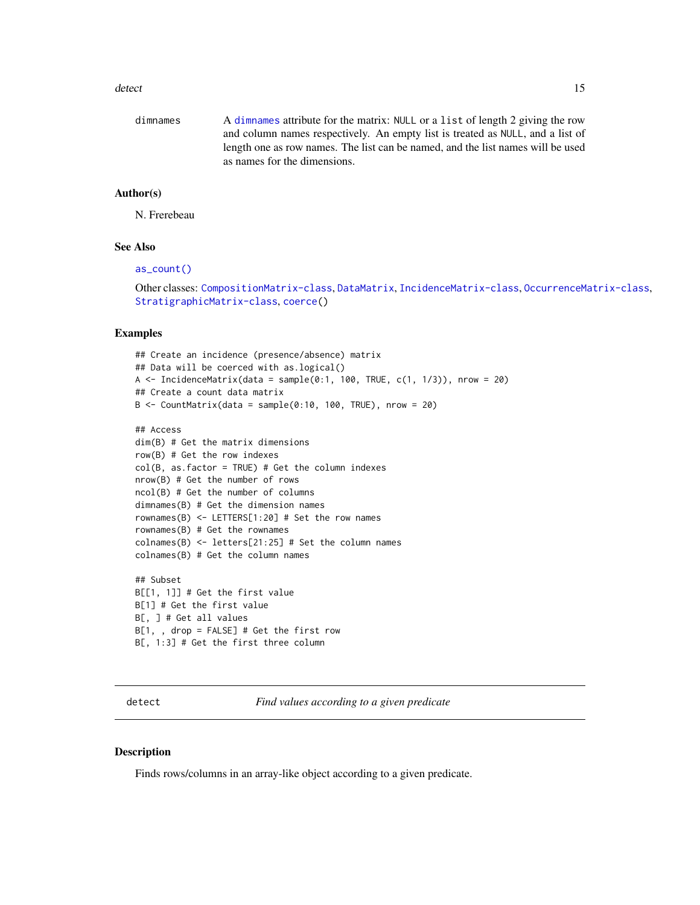dimnames A `dimnames` attribute for the matrix: `NULL` or a `list` of length 2 giving the row and column names respectively. An empty list is treated as `NULL`, and a list of length one as row names. The list can be named, and the list names will be used as names for the dimensions.

### Author(s)

N. Frerebeau

### See Also

`as_count()`

Other classes: `CompositionMatrix-class`, `DataMatrix`, `IncidenceMatrix-class`, `OccurrenceMatrix-class`, `StratigraphicMatrix-class`, `coerce()`

### Examples

```
## Create an incidence (presence/absence) matrix
## Data will be coerced with as.logical()
A <- IncidenceMatrix(data = sample(0:1, 100, TRUE, c(1, 1/3)), nrow = 20)
## Create a count data matrix
B <- CountMatrix(data = sample(0:10, 100, TRUE), nrow = 20)

## Access
dim(B) # Get the matrix dimensions
row(B) # Get the row indexes
col(B, as.factor = TRUE) # Get the column indexes
nrow(B) # Get the number of rows
ncol(B) # Get the number of columns
dimnames(B) # Get the dimension names
rownames(B) <- LETTERS[1:20] # Set the row names
rownames(B) # Get the rownames
colnames(B) <- letters[21:25] # Set the column names
colnames(B) # Get the column names

## Subset
B[[1, 1]] # Get the first value
B[1] # Get the first value
B[, ] # Get all values
B[1, , drop = FALSE] # Get the first row
B[, 1:3] # Get the first three column
```

---

## detect *Find values according to a given predicate*

---

### Description

Finds rows/columns in an array-like object according to a given predicate.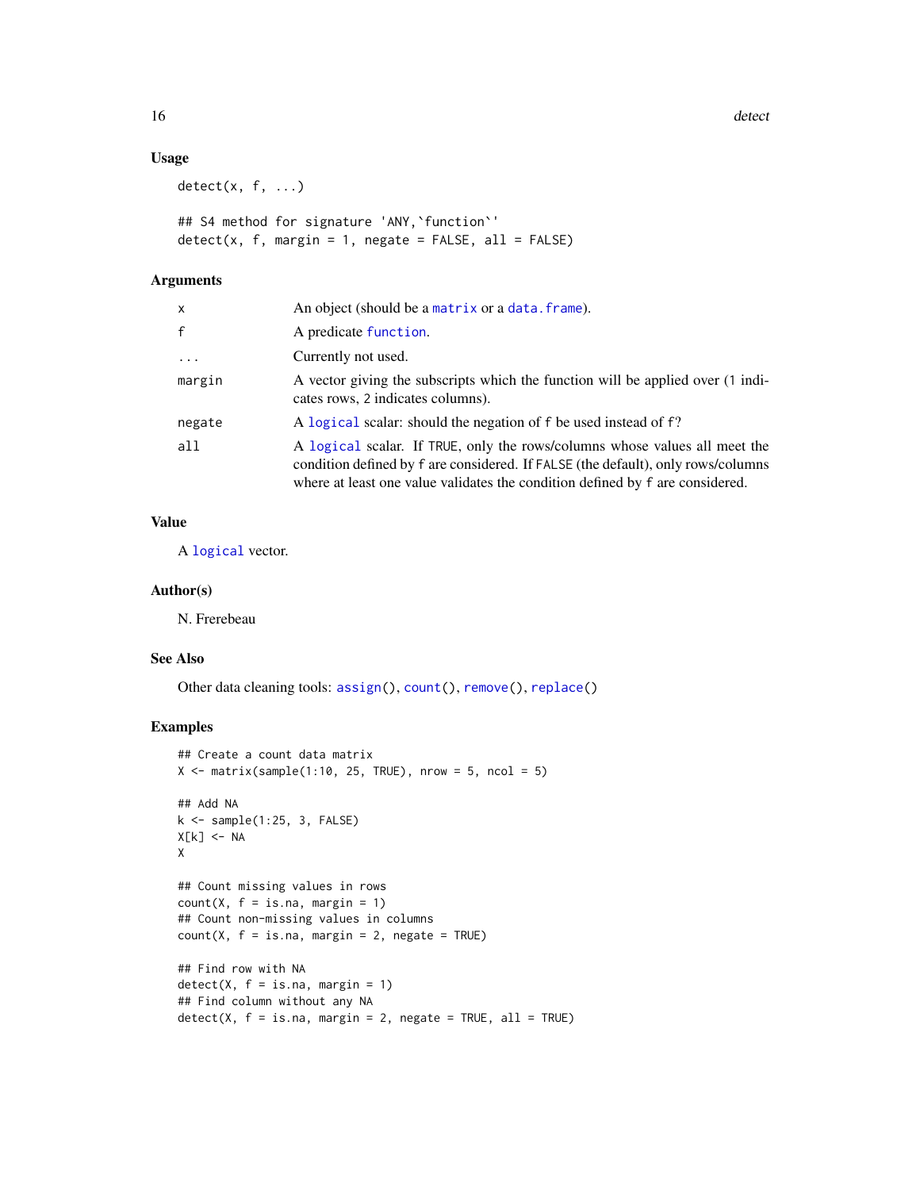## Usage

```
detect(x, f, ...)

## S4 method for signature 'ANY,`function`'
detect(x, f, margin = 1, negate = FALSE, all = FALSE)
```

## Arguments

| | |
|---|---|
| `x` | An object (should be a `matrix` or a `data.frame`). |
| `f` | A predicate `function`. |
| `...` | Currently not used. |
| `margin` | A vector giving the subscripts which the function will be applied over (1 indicates rows, 2 indicates columns). |
| `negate` | A `logical` scalar: should the negation of `f` be used instead of `f`? |
| `all` | A `logical` scalar. If `TRUE`, only the rows/columns whose values all meet the condition defined by `f` are considered. If `FALSE` (the default), only rows/columns where at least one value validates the condition defined by `f` are considered. |

## Value

A `logical` vector.

## Author(s)

N. Frerebeau

## See Also

Other data cleaning tools: `assign()`, `count()`, `remove()`, `replace()`

## Examples

```
## Create a count data matrix
X <- matrix(sample(1:10, 25, TRUE), nrow = 5, ncol = 5)

## Add NA
k <- sample(1:25, 3, FALSE)
X[k] <- NA
X

## Count missing values in rows
count(X, f = is.na, margin = 1)
## Count non-missing values in columns
count(X, f = is.na, margin = 2, negate = TRUE)

## Find row with NA
detect(X, f = is.na, margin = 1)
## Find column without any NA
detect(X, f = is.na, margin = 2, negate = TRUE, all = TRUE)
```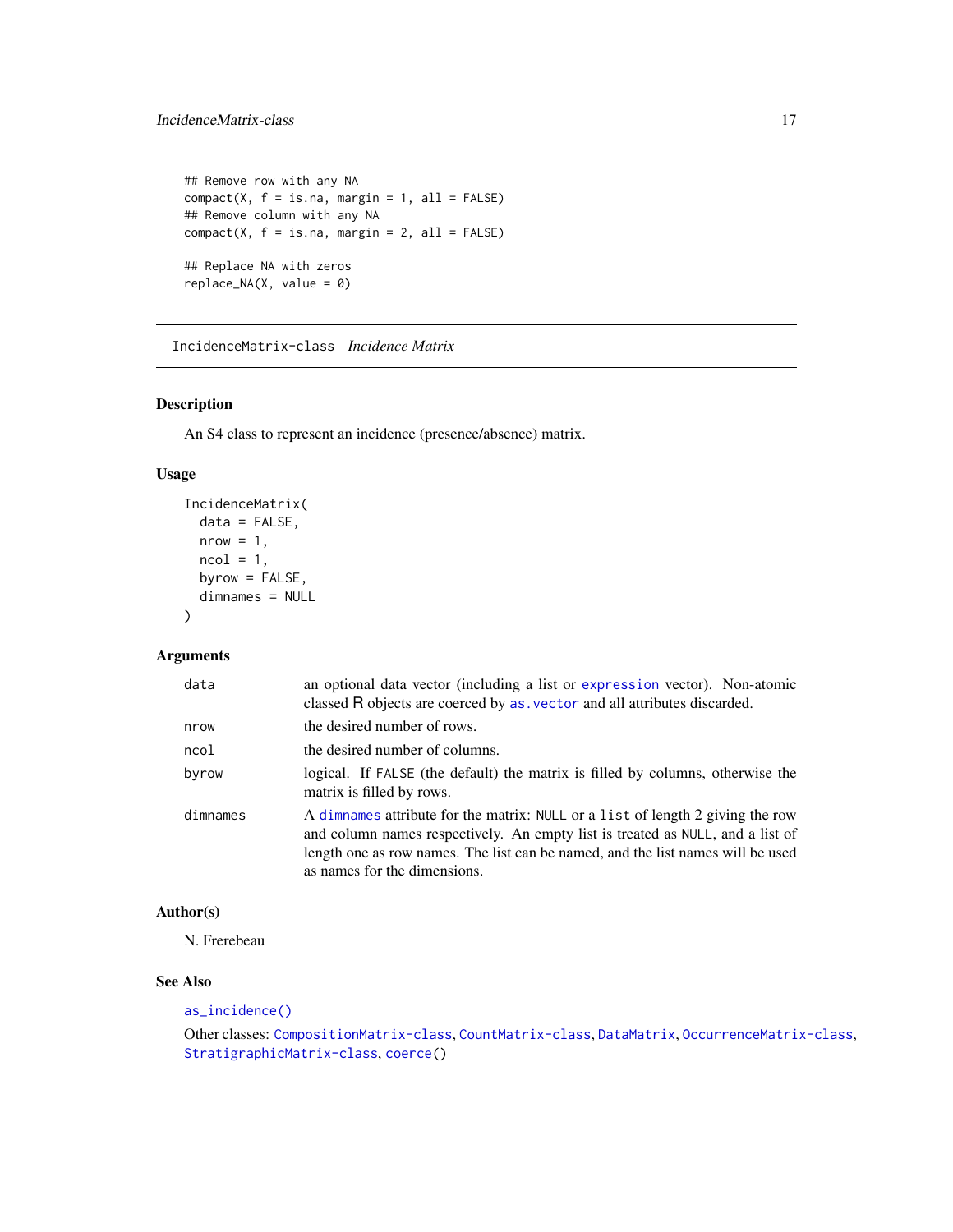```
## Remove row with any NA
compact(X, f = is.na, margin = 1, all = FALSE)
## Remove column with any NA
compact(X, f = is.na, margin = 2, all = FALSE)

## Replace NA with zeros
replace_NA(X, value = 0)
```

---

## IncidenceMatrix-class *Incidence Matrix*

---

### Description

An S4 class to represent an incidence (presence/absence) matrix.

### Usage

```
IncidenceMatrix(
  data = FALSE,
  nrow = 1,
  ncol = 1,
  byrow = FALSE,
  dimnames = NULL
)
```

### Arguments

| | |
|---|---|
| `data` | an optional data vector (including a list or `expression` vector). Non-atomic classed R objects are coerced by `as.vector` and all attributes discarded. |
| `nrow` | the desired number of rows. |
| `ncol` | the desired number of columns. |
| `byrow` | logical. If `FALSE` (the default) the matrix is filled by columns, otherwise the matrix is filled by rows. |
| `dimnames` | A `dimnames` attribute for the matrix: `NULL` or a `list` of length 2 giving the row and column names respectively. An empty list is treated as `NULL`, and a list of length one as row names. The list can be named, and the list names will be used as names for the dimensions. |

### Author(s)

N. Frerebeau

### See Also

`as_incidence()`

Other classes: `CompositionMatrix-class`, `CountMatrix-class`, `DataMatrix`, `OccurrenceMatrix-class`, `StratigraphicMatrix-class`, `coerce()`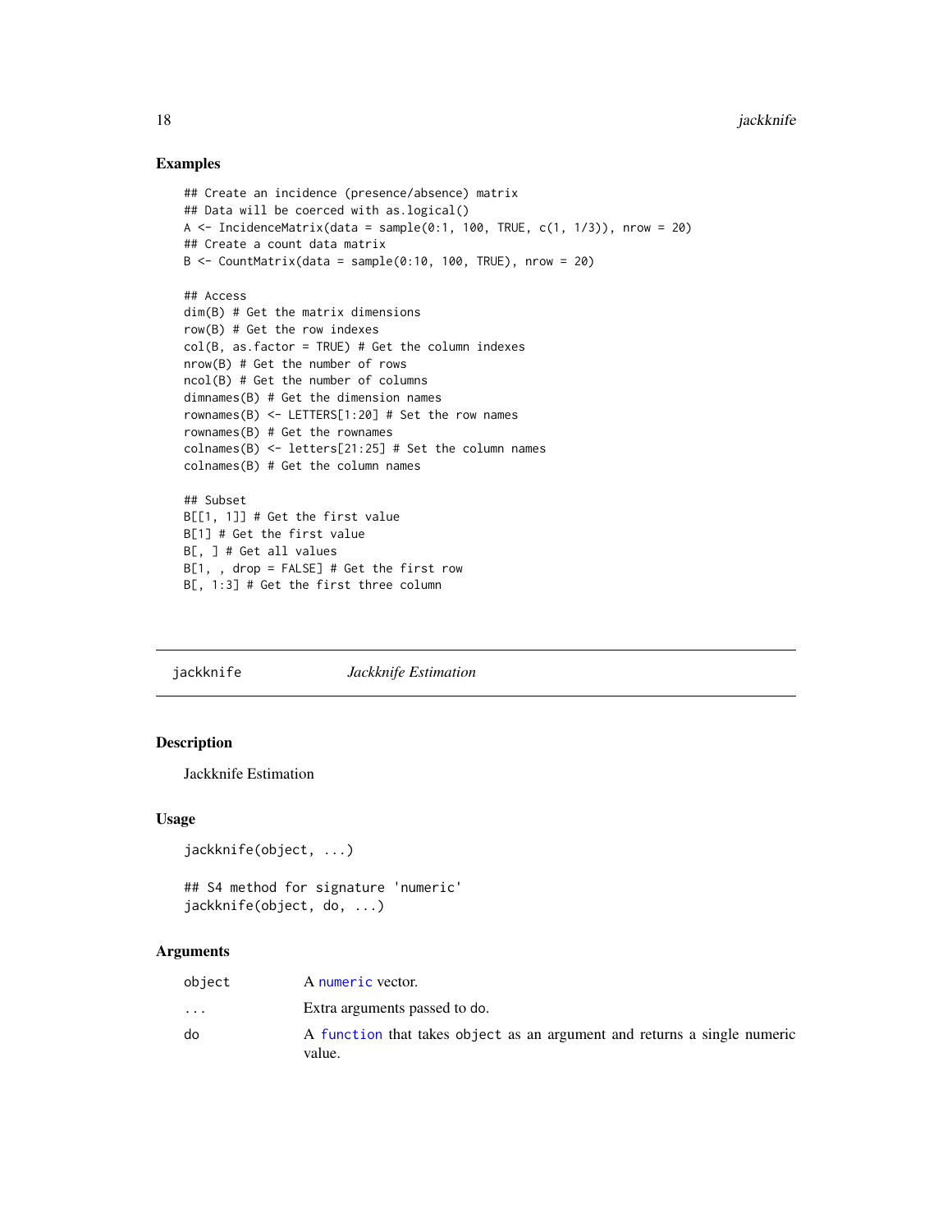## Examples

```
## Create an incidence (presence/absence) matrix
## Data will be coerced with as.logical()
A <- IncidenceMatrix(data = sample(0:1, 100, TRUE, c(1, 1/3)), nrow = 20)
## Create a count data matrix
B <- CountMatrix(data = sample(0:10, 100, TRUE), nrow = 20)

## Access
dim(B) # Get the matrix dimensions
row(B) # Get the row indexes
col(B, as.factor = TRUE) # Get the column indexes
nrow(B) # Get the number of rows
ncol(B) # Get the number of columns
dimnames(B) # Get the dimension names
rownames(B) <- LETTERS[1:20] # Set the row names
rownames(B) # Get the rownames
colnames(B) <- letters[21:25] # Set the column names
colnames(B) # Get the column names

## Subset
B[[1, 1]] # Get the first value
B[1] # Get the first value
B[, ] # Get all values
B[1, , drop = FALSE] # Get the first row
B[, 1:3] # Get the first three column
```

---

# jackknife — *Jackknife Estimation*

---

## Description

Jackknife Estimation

## Usage

```
jackknife(object, ...)

## S4 method for signature 'numeric'
jackknife(object, do, ...)
```

## Arguments

| | |
|---|---|
| `object` | A `numeric` vector. |
| `...` | Extra arguments passed to do. |
| `do` | A `function` that takes `object` as an argument and returns a single numeric value. |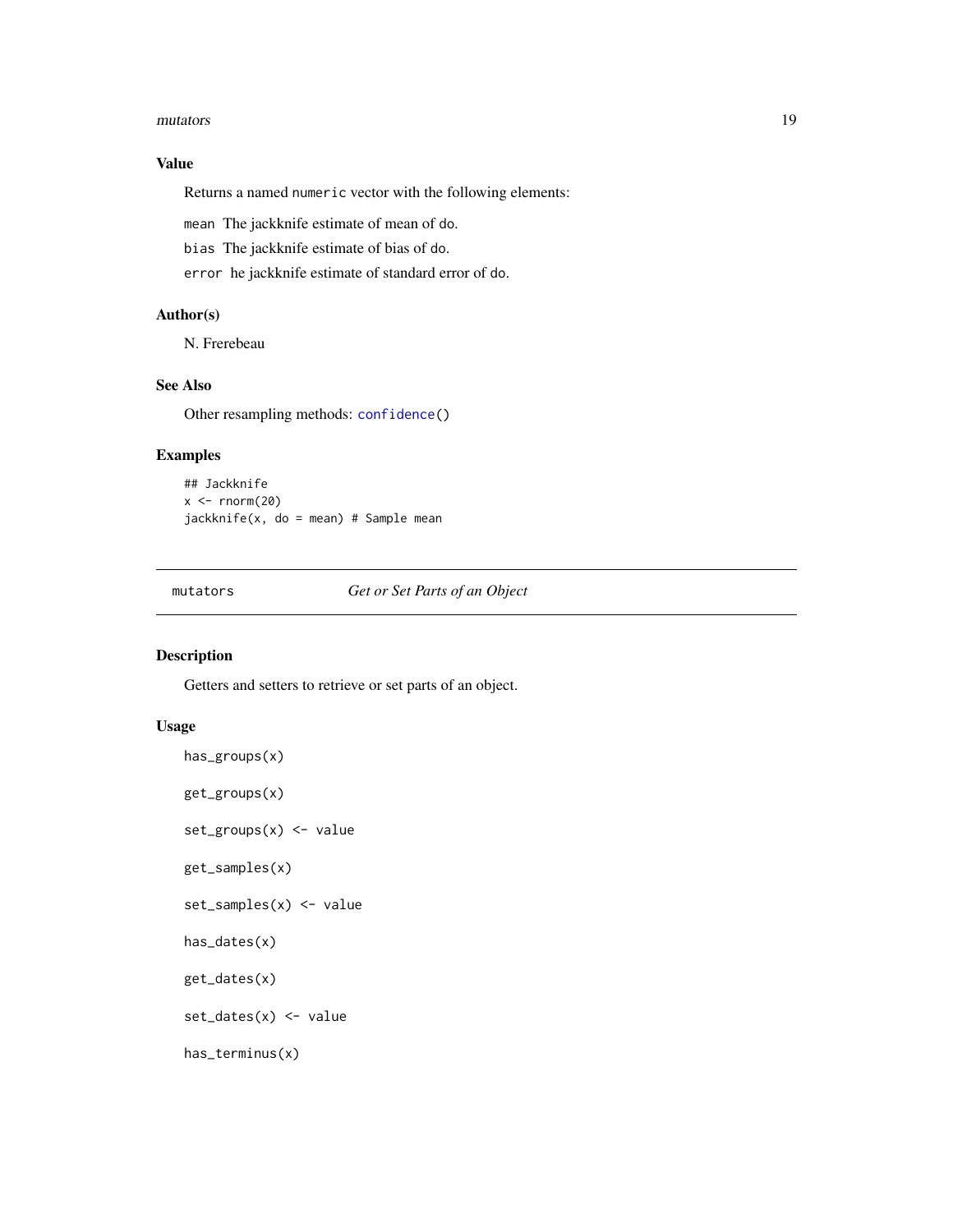## Value

Returns a named `numeric` vector with the following elements:

- `mean` The jackknife estimate of mean of `do`.
- `bias` The jackknife estimate of bias of `do`.
- `error` he jackknife estimate of standard error of `do`.

## Author(s)

N. Frerebeau

## See Also

Other resampling methods: `confidence()`

## Examples

```
## Jackknife
x <- rnorm(20)
jackknife(x, do = mean) # Sample mean
```

---

# mutators *Get or Set Parts of an Object*

---

## Description

Getters and setters to retrieve or set parts of an object.

## Usage

```
has_groups(x)

get_groups(x)

set_groups(x) <- value

get_samples(x)

set_samples(x) <- value

has_dates(x)

get_dates(x)

set_dates(x) <- value

has_terminus(x)
```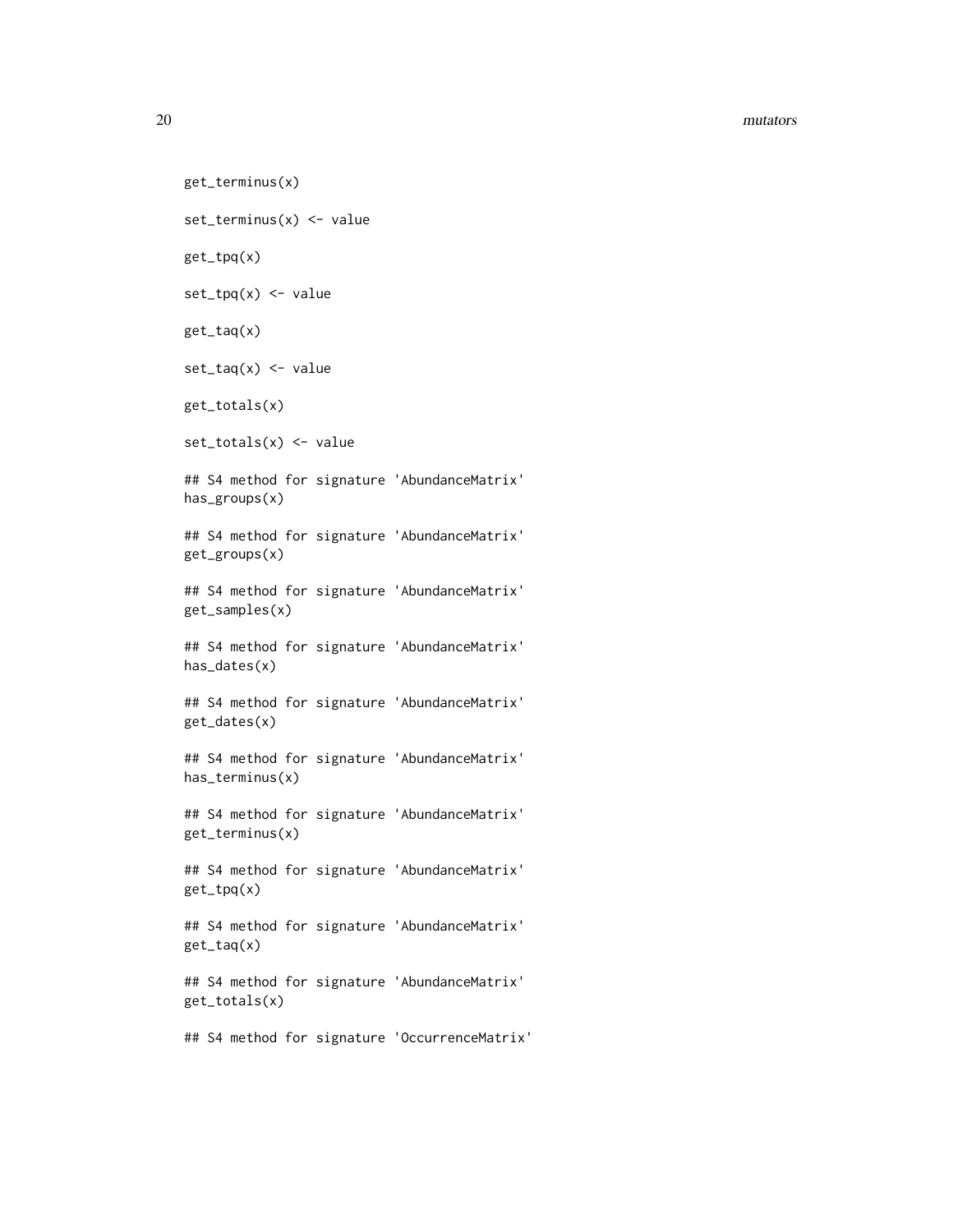```
get_terminus(x)

set_terminus(x) <- value

get_tpq(x)

set_tpq(x) <- value

get_taq(x)

set_taq(x) <- value

get_totals(x)

set_totals(x) <- value

## S4 method for signature 'AbundanceMatrix'
has_groups(x)

## S4 method for signature 'AbundanceMatrix'
get_groups(x)

## S4 method for signature 'AbundanceMatrix'
get_samples(x)

## S4 method for signature 'AbundanceMatrix'
has_dates(x)

## S4 method for signature 'AbundanceMatrix'
get_dates(x)

## S4 method for signature 'AbundanceMatrix'
has_terminus(x)

## S4 method for signature 'AbundanceMatrix'
get_terminus(x)

## S4 method for signature 'AbundanceMatrix'
get_tpq(x)

## S4 method for signature 'AbundanceMatrix'
get_taq(x)

## S4 method for signature 'AbundanceMatrix'
get_totals(x)

## S4 method for signature 'OccurrenceMatrix'
```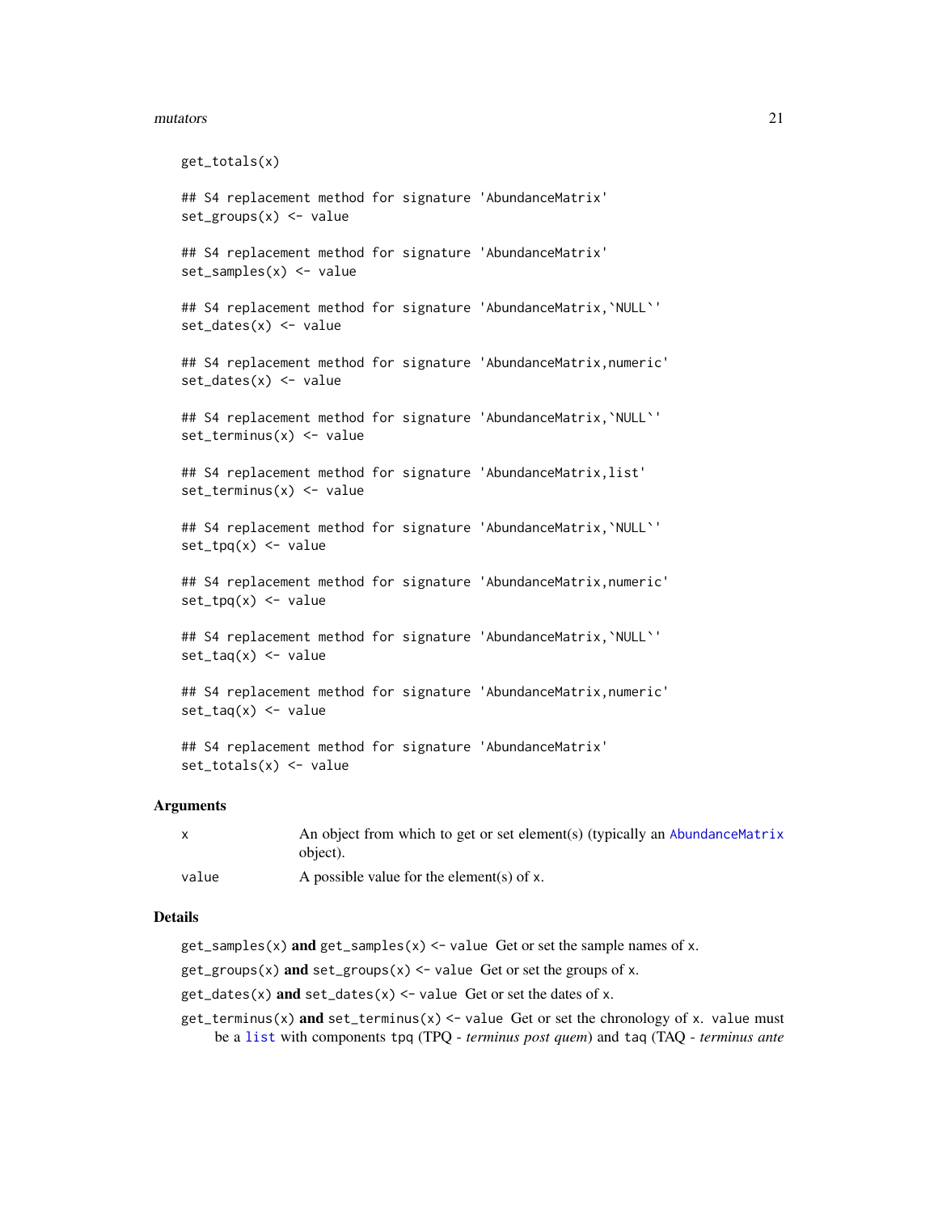```
get_totals(x)

## S4 replacement method for signature 'AbundanceMatrix'
set_groups(x) <- value

## S4 replacement method for signature 'AbundanceMatrix'
set_samples(x) <- value

## S4 replacement method for signature 'AbundanceMatrix,`NULL`'
set_dates(x) <- value

## S4 replacement method for signature 'AbundanceMatrix,numeric'
set_dates(x) <- value

## S4 replacement method for signature 'AbundanceMatrix,`NULL`'
set_terminus(x) <- value

## S4 replacement method for signature 'AbundanceMatrix,list'
set_terminus(x) <- value

## S4 replacement method for signature 'AbundanceMatrix,`NULL`'
set_tpq(x) <- value

## S4 replacement method for signature 'AbundanceMatrix,numeric'
set_tpq(x) <- value

## S4 replacement method for signature 'AbundanceMatrix,`NULL`'
set_taq(x) <- value

## S4 replacement method for signature 'AbundanceMatrix,numeric'
set_taq(x) <- value

## S4 replacement method for signature 'AbundanceMatrix'
set_totals(x) <- value
```

### Arguments

| | |
|---|---|
| `x` | An object from which to get or set element(s) (typically an `AbundanceMatrix` object). |
| `value` | A possible value for the element(s) of `x`. |

### Details

`get_samples(x)` **and** `get_samples(x) <- value` Get or set the sample names of `x`.

`get_groups(x)` **and** `set_groups(x) <- value` Get or set the groups of `x`.

`get_dates(x)` **and** `set_dates(x) <- value` Get or set the dates of `x`.

`get_terminus(x)` **and** `set_terminus(x) <- value` Get or set the chronology of `x`. `value` must be a `list` with components `tpq` (TPQ - *terminus post quem*) and `taq` (TAQ - *terminus ante*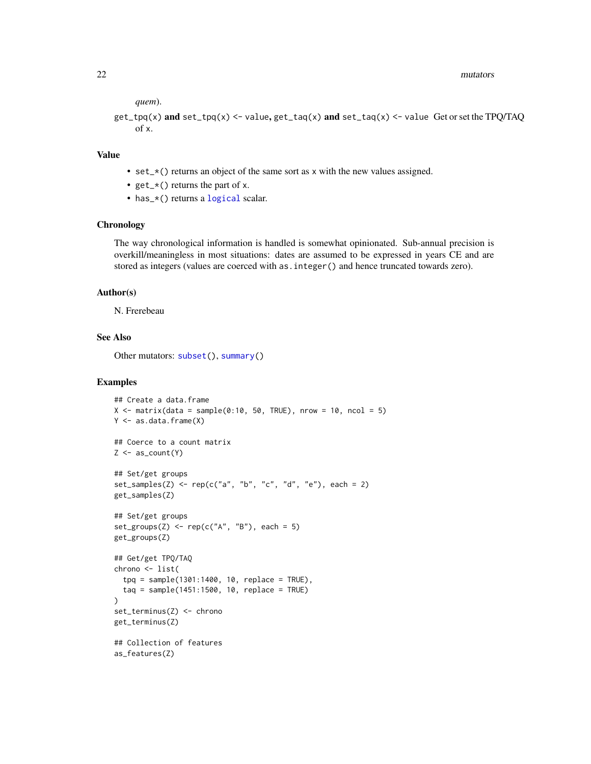*quem*).

`get_tpq(x)` **and** `set_tpq(x) <- value`, `get_taq(x)` **and** `set_taq(x) <- value` Get or set the TPQ/TAQ of `x`.

## Value

- `set_*()` returns an object of the same sort as `x` with the new values assigned.
- `get_*()` returns the part of `x`.
- `has_*()` returns a `logical` scalar.

## Chronology

The way chronological information is handled is somewhat opinionated. Sub-annual precision is overkill/meaningless in most situations: dates are assumed to be expressed in years CE and are stored as integers (values are coerced with `as.integer()` and hence truncated towards zero).

## Author(s)

N. Frerebeau

## See Also

Other mutators: `subset()`, `summary()`

## Examples

```
## Create a data.frame
X <- matrix(data = sample(0:10, 50, TRUE), nrow = 10, ncol = 5)
Y <- as.data.frame(X)

## Coerce to a count matrix
Z <- as_count(Y)

## Set/get groups
set_samples(Z) <- rep(c("a", "b", "c", "d", "e"), each = 2)
get_samples(Z)

## Set/get groups
set_groups(Z) <- rep(c("A", "B"), each = 5)
get_groups(Z)

## Get/get TPQ/TAQ
chrono <- list(
  tpq = sample(1301:1400, 10, replace = TRUE),
  taq = sample(1451:1500, 10, replace = TRUE)
)
set_terminus(Z) <- chrono
get_terminus(Z)

## Collection of features
as_features(Z)
```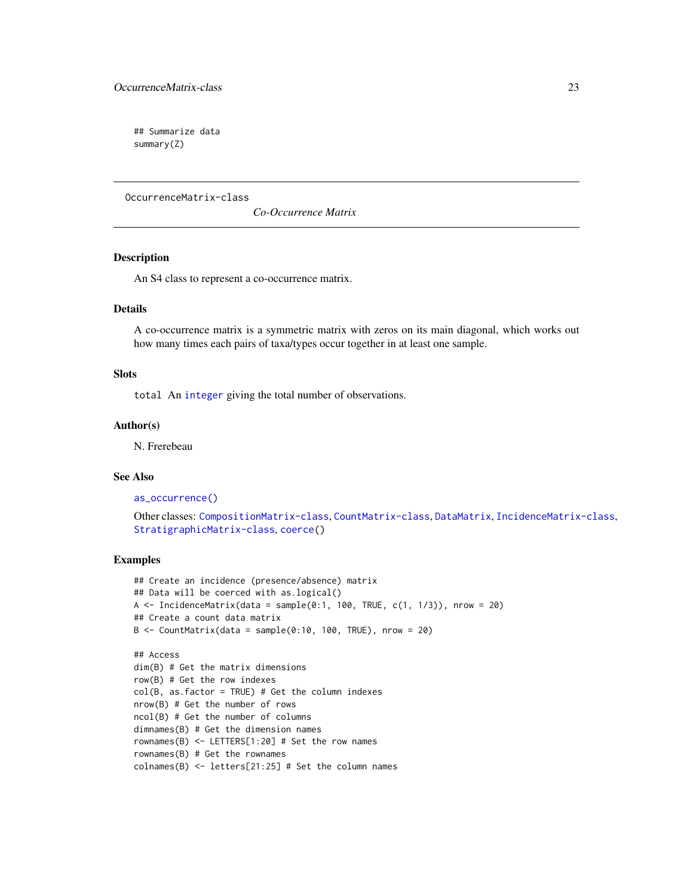```
## Summarize data
summary(Z)
```

---

# OccurrenceMatrix-class

*Co-Occurrence Matrix*

## Description

An S4 class to represent a co-occurrence matrix.

## Details

A co-occurrence matrix is a symmetric matrix with zeros on its main diagonal, which works out how many times each pairs of taxa/types occur together in at least one sample.

## Slots

`total` An `integer` giving the total number of observations.

## Author(s)

N. Frerebeau

## See Also

`as_occurrence()`

Other classes: `CompositionMatrix-class`, `CountMatrix-class`, `DataMatrix`, `IncidenceMatrix-class`, `StratigraphicMatrix-class`, `coerce()`

## Examples

```
## Create an incidence (presence/absence) matrix
## Data will be coerced with as.logical()
A <- IncidenceMatrix(data = sample(0:1, 100, TRUE, c(1, 1/3)), nrow = 20)
## Create a count data matrix
B <- CountMatrix(data = sample(0:10, 100, TRUE), nrow = 20)

## Access
dim(B) # Get the matrix dimensions
row(B) # Get the row indexes
col(B, as.factor = TRUE) # Get the column indexes
nrow(B) # Get the number of rows
ncol(B) # Get the number of columns
dimnames(B) # Get the dimension names
rownames(B) <- LETTERS[1:20] # Set the row names
rownames(B) # Get the rownames
colnames(B) <- letters[21:25] # Set the column names
```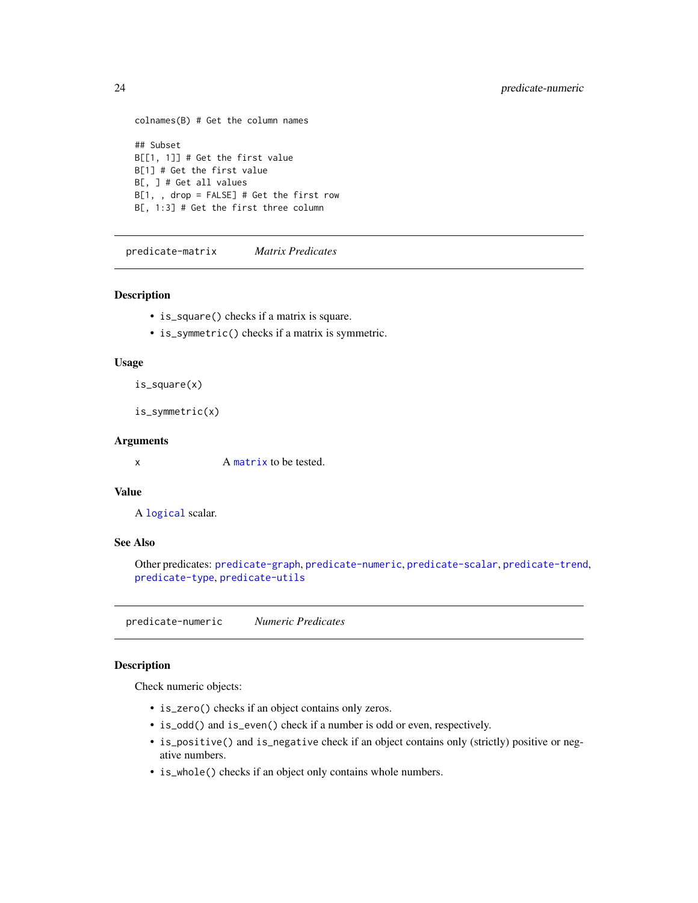```
colnames(B) # Get the column names

## Subset
B[[1, 1]] # Get the first value
B[1] # Get the first value
B[, ] # Get all values
B[1, , drop = FALSE] # Get the first row
B[, 1:3] # Get the first three column
```

## predicate-matrix — *Matrix Predicates*

### Description

- `is_square()` checks if a matrix is square.
- `is_symmetric()` checks if a matrix is symmetric.

### Usage

```
is_square(x)

is_symmetric(x)
```

### Arguments

| | |
|---|---|
| x | A `matrix` to be tested. |

### Value

A `logical` scalar.

### See Also

Other predicates: `predicate-graph`, `predicate-numeric`, `predicate-scalar`, `predicate-trend`, `predicate-type`, `predicate-utils`

## predicate-numeric — *Numeric Predicates*

### Description

Check numeric objects:

- `is_zero()` checks if an object contains only zeros.
- `is_odd()` and `is_even()` check if a number is odd or even, respectively.
- `is_positive()` and `is_negative` check if an object contains only (strictly) positive or negative numbers.
- `is_whole()` checks if an object only contains whole numbers.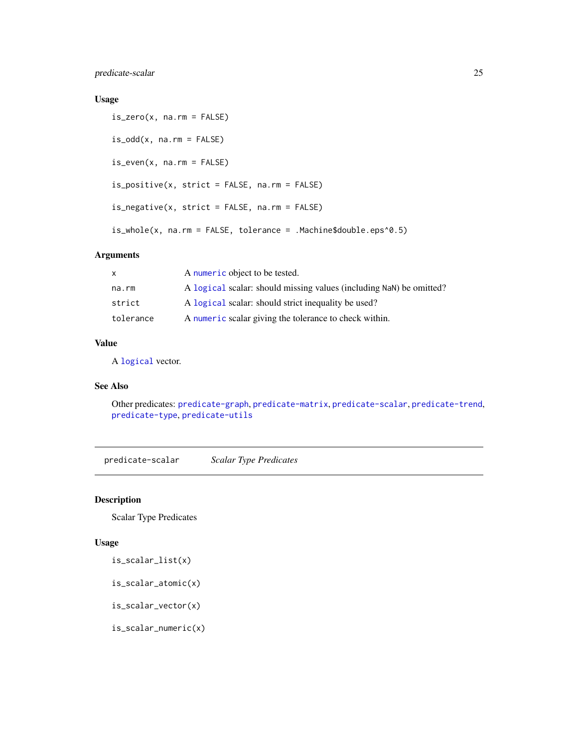### Usage

```
is_zero(x, na.rm = FALSE)

is_odd(x, na.rm = FALSE)

is_even(x, na.rm = FALSE)

is_positive(x, strict = FALSE, na.rm = FALSE)

is_negative(x, strict = FALSE, na.rm = FALSE)

is_whole(x, na.rm = FALSE, tolerance = .Machine$double.eps^0.5)
```

### Arguments

| | |
|---|---|
| x | A numeric object to be tested. |
| na.rm | A logical scalar: should missing values (including NaN) be omitted? |
| strict | A logical scalar: should strict inequality be used? |
| tolerance | A numeric scalar giving the tolerance to check within. |

### Value

A logical vector.

### See Also

Other predicates: predicate-graph, predicate-matrix, predicate-scalar, predicate-trend, predicate-type, predicate-utils

---

## predicate-scalar *Scalar Type Predicates*

---

### Description

Scalar Type Predicates

### Usage

```
is_scalar_list(x)

is_scalar_atomic(x)

is_scalar_vector(x)

is_scalar_numeric(x)
```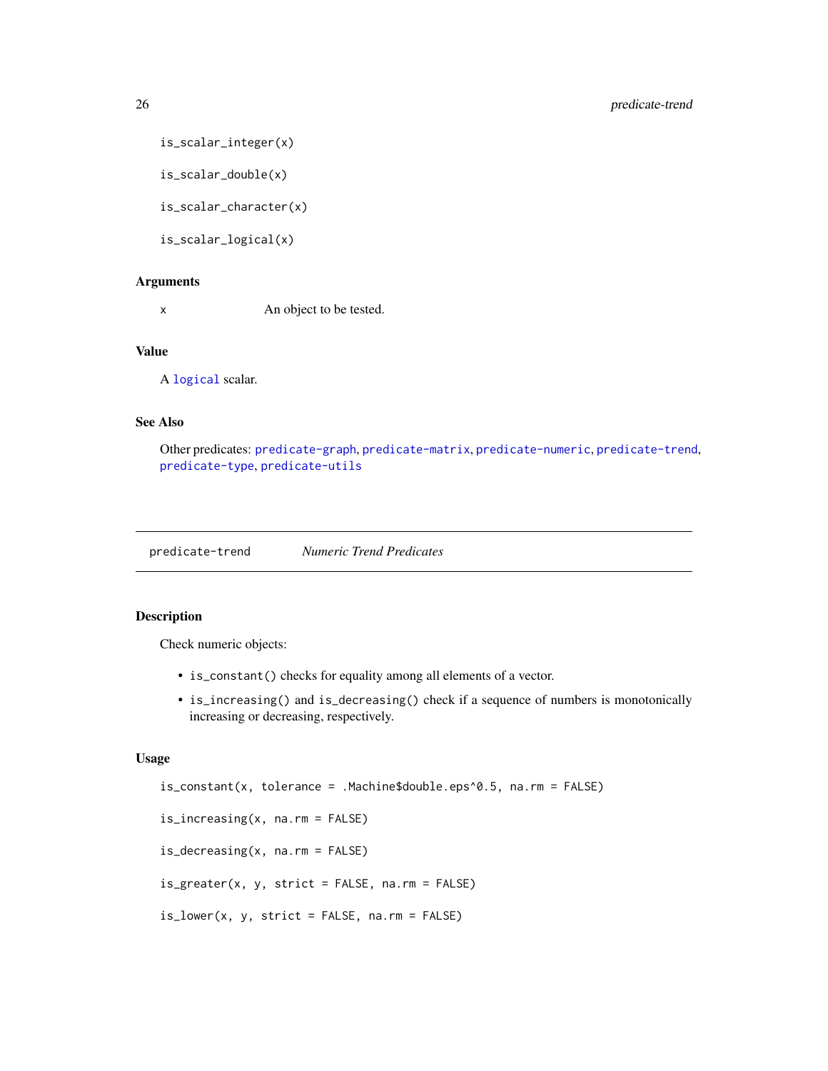```
is_scalar_integer(x)

is_scalar_double(x)

is_scalar_character(x)

is_scalar_logical(x)
```

### Arguments

x — An object to be tested.

### Value

A `logical` scalar.

### See Also

Other predicates: `predicate-graph`, `predicate-matrix`, `predicate-numeric`, `predicate-trend`, `predicate-type`, `predicate-utils`

---

## predicate-trend — *Numeric Trend Predicates*

### Description

Check numeric objects:

- `is_constant()` checks for equality among all elements of a vector.
- `is_increasing()` and `is_decreasing()` check if a sequence of numbers is monotonically increasing or decreasing, respectively.

### Usage

```
is_constant(x, tolerance = .Machine$double.eps^0.5, na.rm = FALSE)

is_increasing(x, na.rm = FALSE)

is_decreasing(x, na.rm = FALSE)

is_greater(x, y, strict = FALSE, na.rm = FALSE)

is_lower(x, y, strict = FALSE, na.rm = FALSE)
```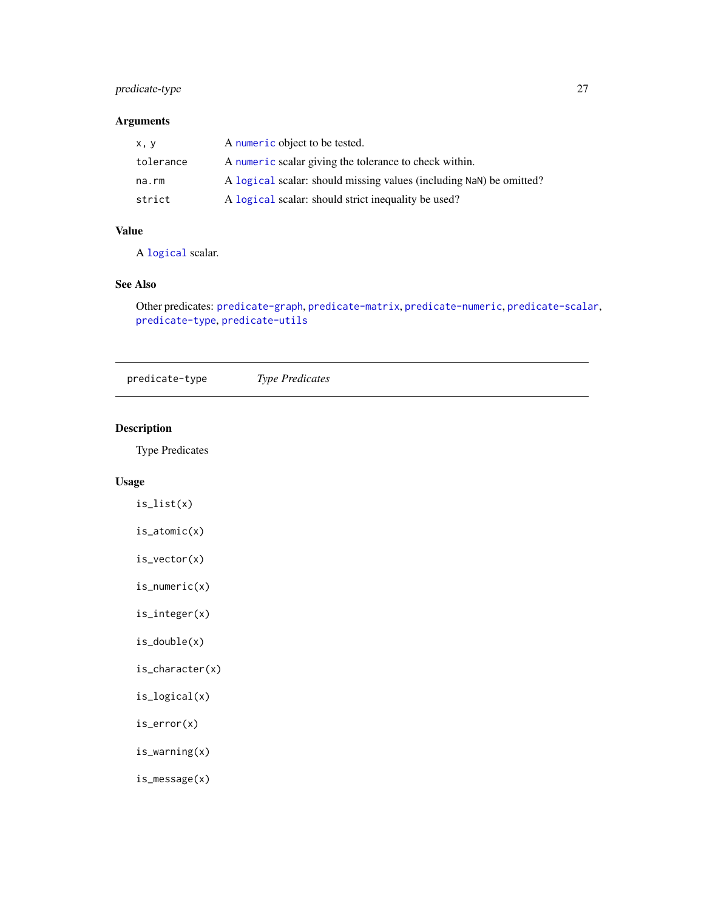### Arguments

| | |
|---|---|
| x, y | A numeric object to be tested. |
| tolerance | A numeric scalar giving the tolerance to check within. |
| na.rm | A logical scalar: should missing values (including NaN) be omitted? |
| strict | A logical scalar: should strict inequality be used? |

### Value

A logical scalar.

### See Also

Other predicates: predicate-graph, predicate-matrix, predicate-numeric, predicate-scalar, predicate-type, predicate-utils

---

## predicate-type *Type Predicates*

---

### Description

Type Predicates

### Usage

```
is_list(x)

is_atomic(x)

is_vector(x)

is_numeric(x)

is_integer(x)

is_double(x)

is_character(x)

is_logical(x)

is_error(x)

is_warning(x)

is_message(x)
```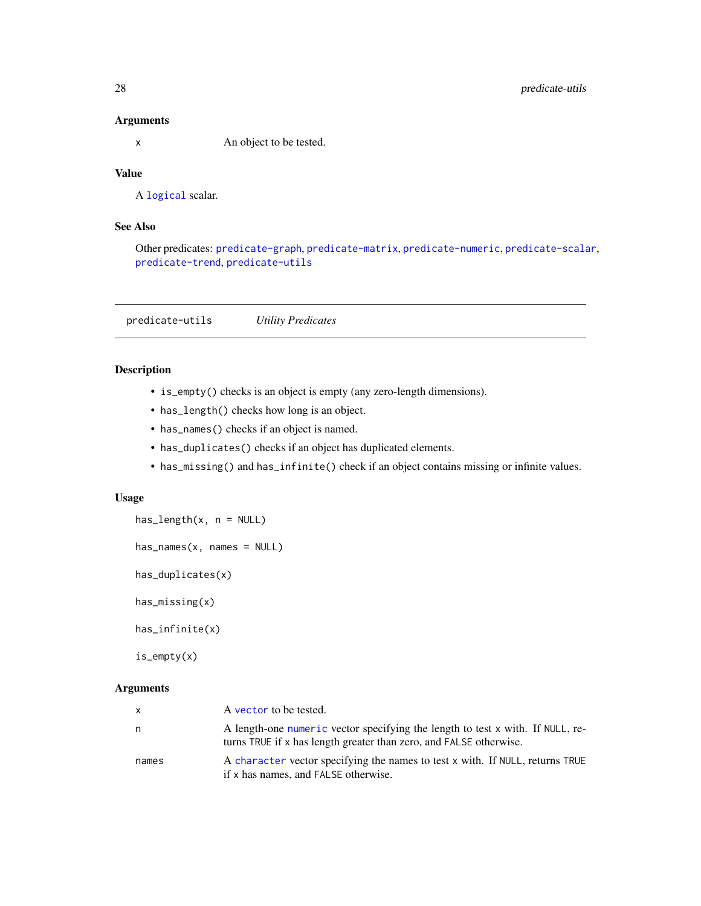### Arguments

| | |
|---|---|
| x | An object to be tested. |

### Value

A `logical` scalar.

### See Also

Other predicates: `predicate-graph`, `predicate-matrix`, `predicate-numeric`, `predicate-scalar`, `predicate-trend`, `predicate-utils`

---

## predicate-utils *Utility Predicates*

---

### Description

- `is_empty()` checks is an object is empty (any zero-length dimensions).
- `has_length()` checks how long is an object.
- `has_names()` checks if an object is named.
- `has_duplicates()` checks if an object has duplicated elements.
- `has_missing()` and `has_infinite()` check if an object contains missing or infinite values.

### Usage

```
has_length(x, n = NULL)

has_names(x, names = NULL)

has_duplicates(x)

has_missing(x)

has_infinite(x)

is_empty(x)
```

### Arguments

| | |
|---|---|
| x | A `vector` to be tested. |
| n | A length-one `numeric` vector specifying the length to test x with. If NULL, returns TRUE if x has length greater than zero, and FALSE otherwise. |
| names | A `character` vector specifying the names to test x with. If NULL, returns TRUE if x has names, and FALSE otherwise. |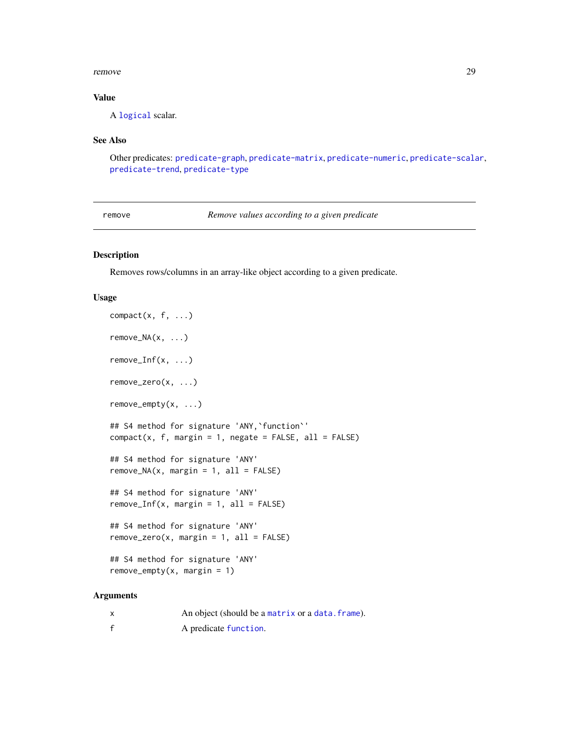### Value

A `logical` scalar.

### See Also

Other predicates: `predicate-graph`, `predicate-matrix`, `predicate-numeric`, `predicate-scalar`, `predicate-trend`, `predicate-type`

---

## remove — *Remove values according to a given predicate*

### Description

Removes rows/columns in an array-like object according to a given predicate.

### Usage

```
compact(x, f, ...)

remove_NA(x, ...)

remove_Inf(x, ...)

remove_zero(x, ...)

remove_empty(x, ...)

## S4 method for signature 'ANY,`function`'
compact(x, f, margin = 1, negate = FALSE, all = FALSE)

## S4 method for signature 'ANY'
remove_NA(x, margin = 1, all = FALSE)

## S4 method for signature 'ANY'
remove_Inf(x, margin = 1, all = FALSE)

## S4 method for signature 'ANY'
remove_zero(x, margin = 1, all = FALSE)

## S4 method for signature 'ANY'
remove_empty(x, margin = 1)
```

### Arguments

| | |
|---|---|
| x | An object (should be a `matrix` or a `data.frame`). |
| f | A predicate `function`. |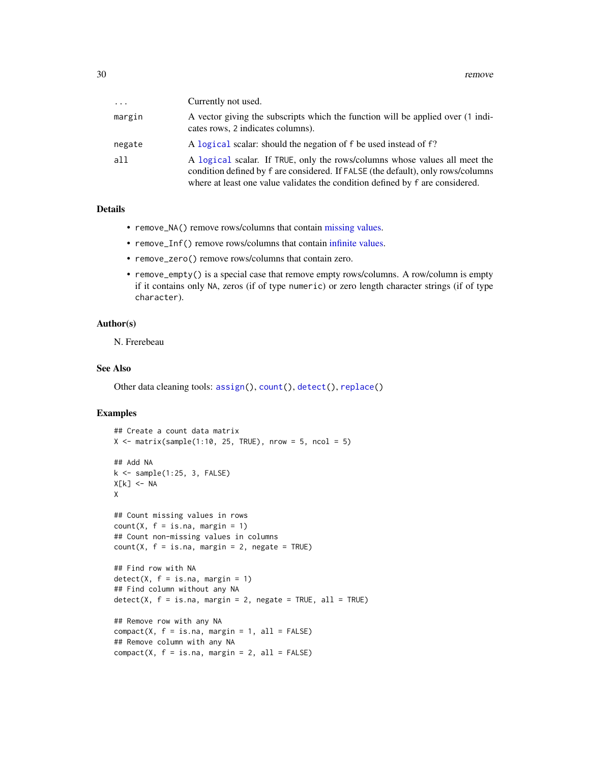| | |
|---|---|
| ... | Currently not used. |
| margin | A vector giving the subscripts which the function will be applied over (1 indicates rows, 2 indicates columns). |
| negate | A logical scalar: should the negation of f be used instead of f? |
| all | A logical scalar. If TRUE, only the rows/columns whose values all meet the condition defined by f are considered. If FALSE (the default), only rows/columns where at least one value validates the condition defined by f are considered. |

### Details

- remove_NA() remove rows/columns that contain missing values.
- remove_Inf() remove rows/columns that contain infinite values.
- remove_zero() remove rows/columns that contain zero.
- remove_empty() is a special case that remove empty rows/columns. A row/column is empty if it contains only NA, zeros (if of type numeric) or zero length character strings (if of type character).

### Author(s)

N. Frerebeau

### See Also

Other data cleaning tools: assign(), count(), detect(), replace()

### Examples

```
## Create a count data matrix
X <- matrix(sample(1:10, 25, TRUE), nrow = 5, ncol = 5)

## Add NA
k <- sample(1:25, 3, FALSE)
X[k] <- NA
X

## Count missing values in rows
count(X, f = is.na, margin = 1)
## Count non-missing values in columns
count(X, f = is.na, margin = 2, negate = TRUE)

## Find row with NA
detect(X, f = is.na, margin = 1)
## Find column without any NA
detect(X, f = is.na, margin = 2, negate = TRUE, all = TRUE)

## Remove row with any NA
compact(X, f = is.na, margin = 1, all = FALSE)
## Remove column with any NA
compact(X, f = is.na, margin = 2, all = FALSE)
```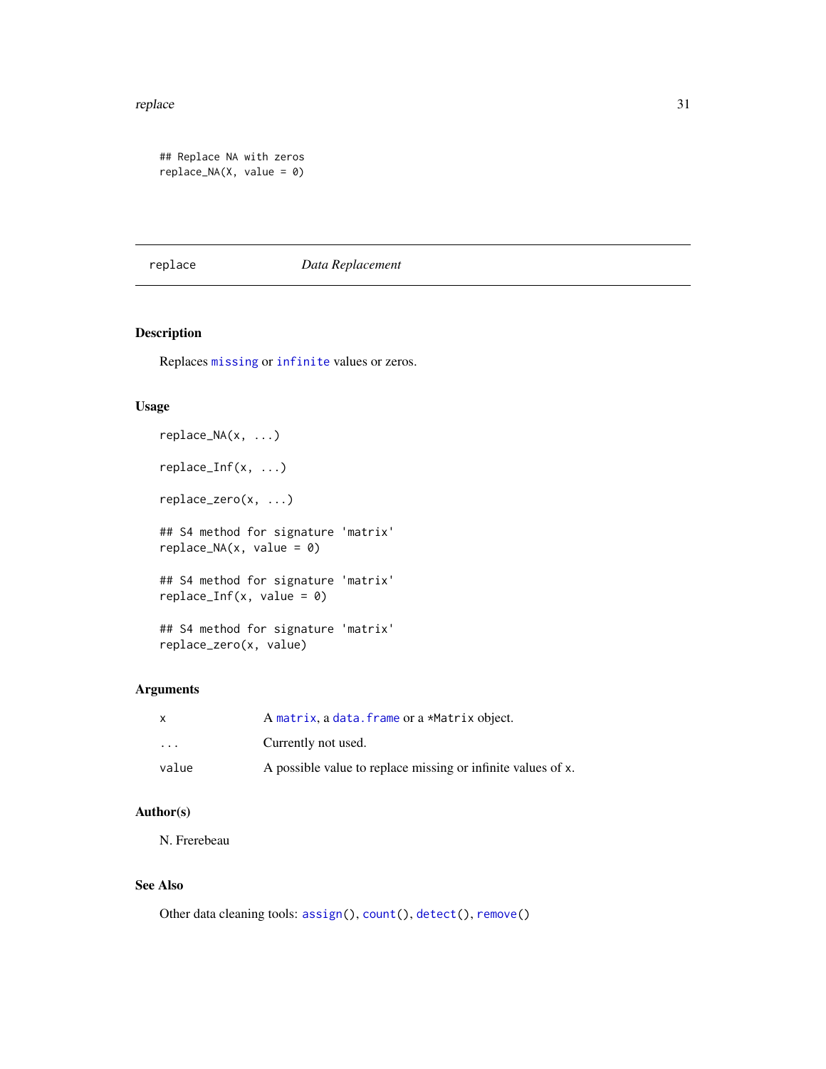```
## Replace NA with zeros
replace_NA(X, value = 0)
```

---

replace *Data Replacement*

---

## Description

Replaces missing or infinite values or zeros.

## Usage

```
replace_NA(x, ...)

replace_Inf(x, ...)

replace_zero(x, ...)

## S4 method for signature 'matrix'
replace_NA(x, value = 0)

## S4 method for signature 'matrix'
replace_Inf(x, value = 0)

## S4 method for signature 'matrix'
replace_zero(x, value)
```

## Arguments

| | |
|---|---|
| x | A matrix, a data.frame or a *Matrix object. |
| ... | Currently not used. |
| value | A possible value to replace missing or infinite values of x. |

## Author(s)

N. Frerebeau

## See Also

Other data cleaning tools: assign(), count(), detect(), remove()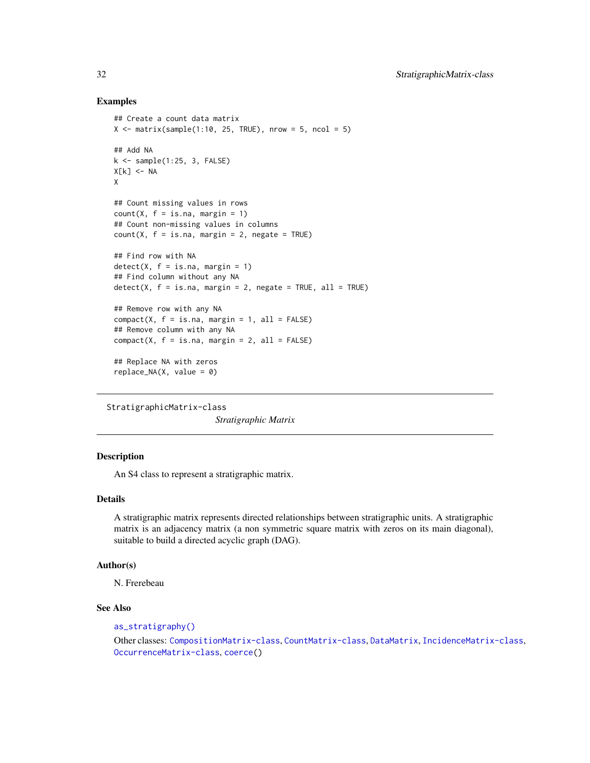## Examples

```
## Create a count data matrix
X <- matrix(sample(1:10, 25, TRUE), nrow = 5, ncol = 5)

## Add NA
k <- sample(1:25, 3, FALSE)
X[k] <- NA
X

## Count missing values in rows
count(X, f = is.na, margin = 1)
## Count non-missing values in columns
count(X, f = is.na, margin = 2, negate = TRUE)

## Find row with NA
detect(X, f = is.na, margin = 1)
## Find column without any NA
detect(X, f = is.na, margin = 2, negate = TRUE, all = TRUE)

## Remove row with any NA
compact(X, f = is.na, margin = 1, all = FALSE)
## Remove column with any NA
compact(X, f = is.na, margin = 2, all = FALSE)

## Replace NA with zeros
replace_NA(X, value = 0)
```

---

# StratigraphicMatrix-class    *Stratigraphic Matrix*

---

## Description

An S4 class to represent a stratigraphic matrix.

## Details

A stratigraphic matrix represents directed relationships between stratigraphic units. A stratigraphic matrix is an adjacency matrix (a non symmetric square matrix with zeros on its main diagonal), suitable to build a directed acyclic graph (DAG).

## Author(s)

N. Frerebeau

## See Also

`as_stratigraphy()`

Other classes: `CompositionMatrix-class`, `CountMatrix-class`, `DataMatrix`, `IncidenceMatrix-class`, `OccurrenceMatrix-class`, `coerce()`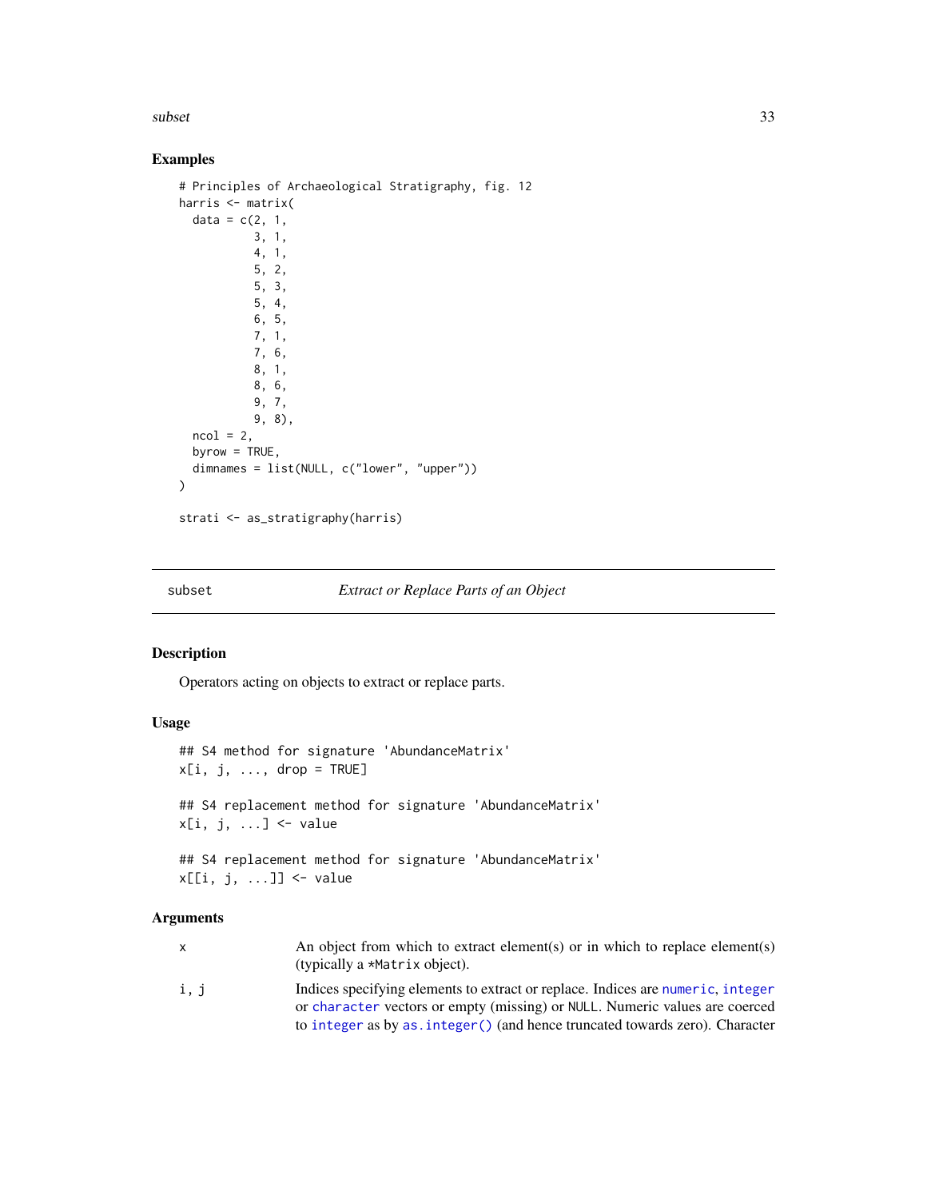## Examples

```
# Principles of Archaeological Stratigraphy, fig. 12
harris <- matrix(
  data = c(2, 1,
           3, 1,
           4, 1,
           5, 2,
           5, 3,
           5, 4,
           6, 5,
           7, 1,
           7, 6,
           8, 1,
           8, 6,
           9, 7,
           9, 8),
  ncol = 2,
  byrow = TRUE,
  dimnames = list(NULL, c("lower", "upper"))
)

strati <- as_stratigraphy(harris)
```

---

# subset — *Extract or Replace Parts of an Object*

## Description

Operators acting on objects to extract or replace parts.

## Usage

```
## S4 method for signature 'AbundanceMatrix'
x[i, j, ..., drop = TRUE]

## S4 replacement method for signature 'AbundanceMatrix'
x[i, j, ...] <- value

## S4 replacement method for signature 'AbundanceMatrix'
x[[i, j, ...]] <- value
```

## Arguments

| | |
|---|---|
| x | An object from which to extract element(s) or in which to replace element(s) (typically a `*Matrix` object). |
| i, j | Indices specifying elements to extract or replace. Indices are `numeric`, `integer` or `character` vectors or empty (missing) or `NULL`. Numeric values are coerced to `integer` as by `as.integer()` (and hence truncated towards zero). Character |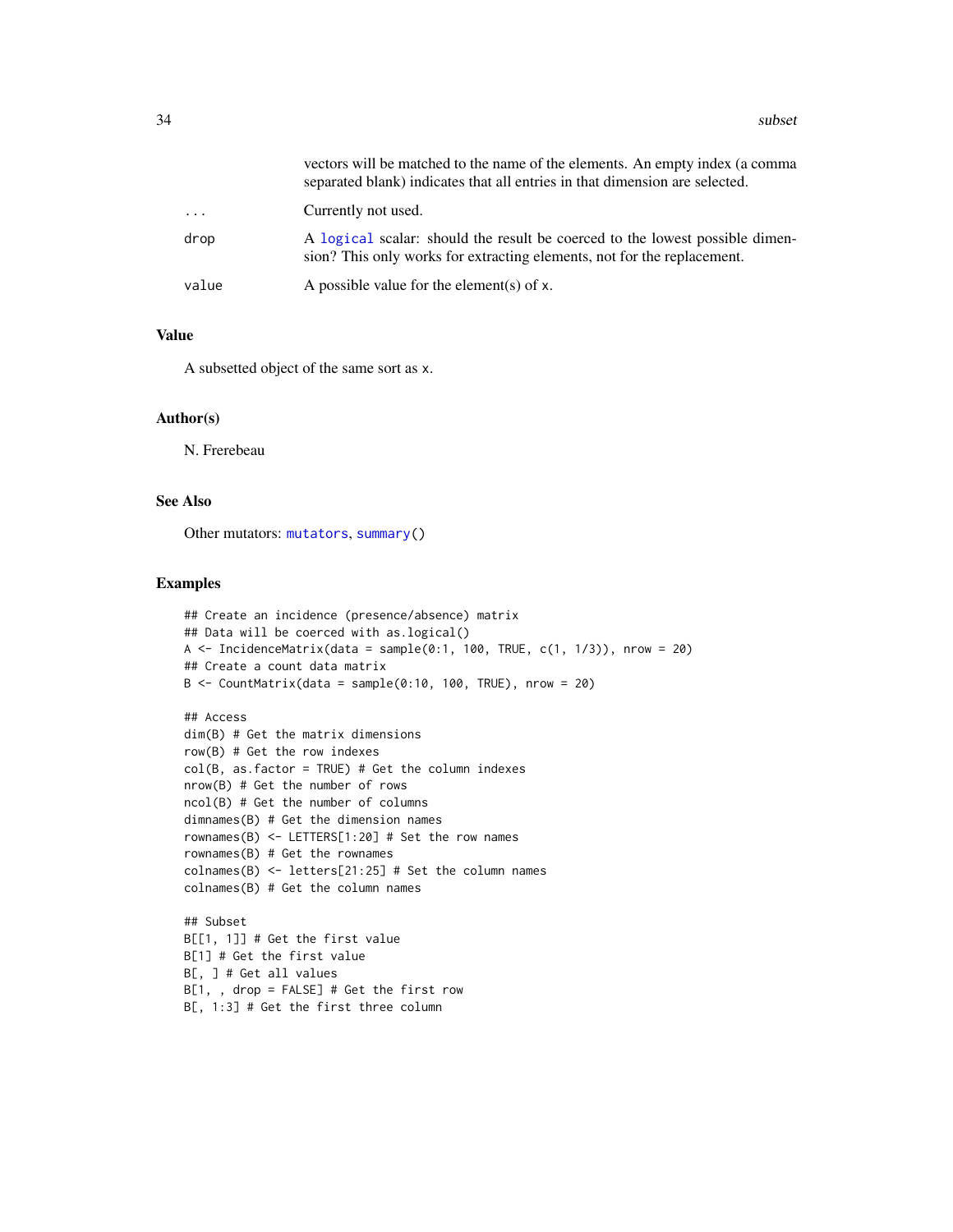| | |
|---|---|
| | vectors will be matched to the name of the elements. An empty index (a comma separated blank) indicates that all entries in that dimension are selected. |
| ... | Currently not used. |
| drop | A logical scalar: should the result be coerced to the lowest possible dimension? This only works for extracting elements, not for the replacement. |
| value | A possible value for the element(s) of x. |

## Value

A subsetted object of the same sort as x.

## Author(s)

N. Frerebeau

## See Also

Other mutators: mutators, summary()

## Examples

```
## Create an incidence (presence/absence) matrix
## Data will be coerced with as.logical()
A <- IncidenceMatrix(data = sample(0:1, 100, TRUE, c(1, 1/3)), nrow = 20)
## Create a count data matrix
B <- CountMatrix(data = sample(0:10, 100, TRUE), nrow = 20)

## Access
dim(B) # Get the matrix dimensions
row(B) # Get the row indexes
col(B, as.factor = TRUE) # Get the column indexes
nrow(B) # Get the number of rows
ncol(B) # Get the number of columns
dimnames(B) # Get the dimension names
rownames(B) <- LETTERS[1:20] # Set the row names
rownames(B) # Get the rownames
colnames(B) <- letters[21:25] # Set the column names
colnames(B) # Get the column names

## Subset
B[[1, 1]] # Get the first value
B[1] # Get the first value
B[, ] # Get all values
B[1, , drop = FALSE] # Get the first row
B[, 1:3] # Get the first three column
```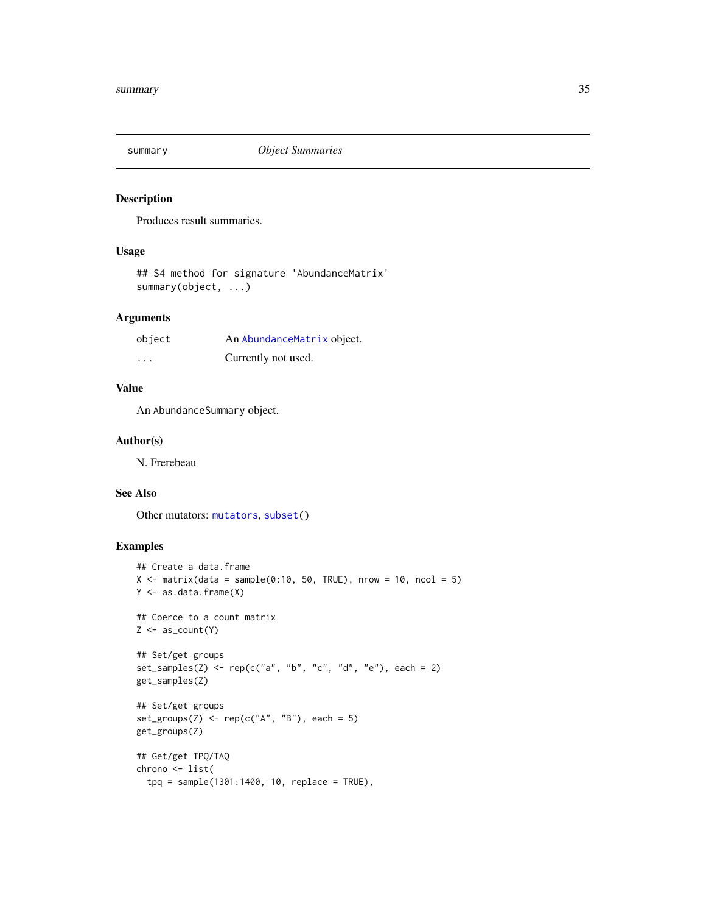## summary *Object Summaries*

### Description

Produces result summaries.

### Usage

```
## S4 method for signature 'AbundanceMatrix'
summary(object, ...)
```

### Arguments

| | |
|---|---|
| `object` | An `AbundanceMatrix` object. |
| `...` | Currently not used. |

### Value

An `AbundanceSummary` object.

### Author(s)

N. Frerebeau

### See Also

Other mutators: `mutators`, `subset()`

### Examples

```
## Create a data.frame
X <- matrix(data = sample(0:10, 50, TRUE), nrow = 10, ncol = 5)
Y <- as.data.frame(X)

## Coerce to a count matrix
Z <- as_count(Y)

## Set/get groups
set_samples(Z) <- rep(c("a", "b", "c", "d", "e"), each = 2)
get_samples(Z)

## Set/get groups
set_groups(Z) <- rep(c("A", "B"), each = 5)
get_groups(Z)

## Get/get TPQ/TAQ
chrono <- list(
  tpq = sample(1301:1400, 10, replace = TRUE),
```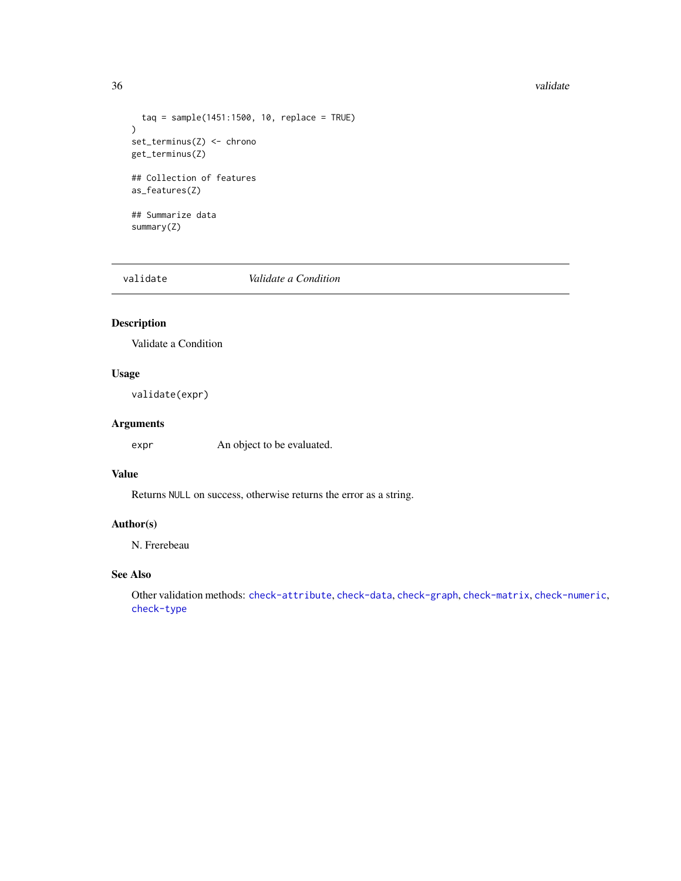```
  taq = sample(1451:1500, 10, replace = TRUE)
)
set_terminus(Z) <- chrono
get_terminus(Z)

## Collection of features
as_features(Z)

## Summarize data
summary(Z)
```

---

## validate — *Validate a Condition*

### Description

Validate a Condition

### Usage

```
validate(expr)
```

### Arguments

| | |
|---|---|
| `expr` | An object to be evaluated. |

### Value

Returns `NULL` on success, otherwise returns the error as a string.

### Author(s)

N. Frerebeau

### See Also

Other validation methods: `check-attribute`, `check-data`, `check-graph`, `check-matrix`, `check-numeric`, `check-type`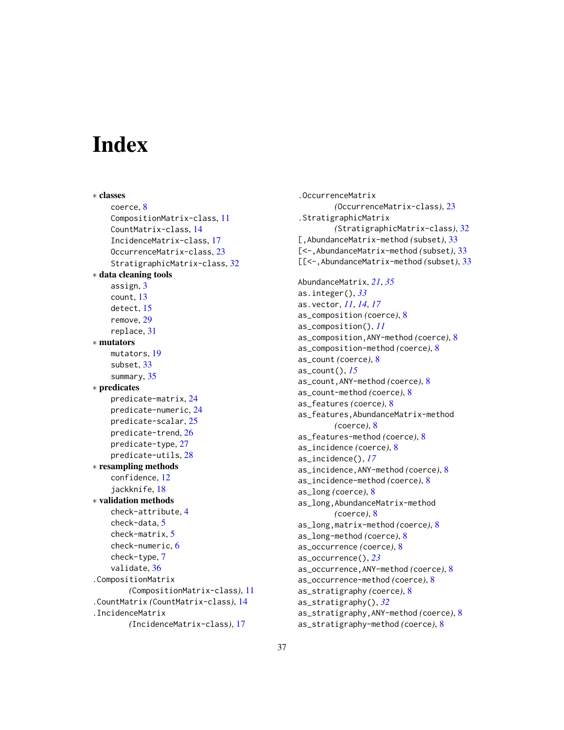# Index

∗ **classes**
- coerce, 8
- CompositionMatrix-class, 11
- CountMatrix-class, 14
- IncidenceMatrix-class, 17
- OccurrenceMatrix-class, 23
- StratigraphicMatrix-class, 32

∗ **data cleaning tools**
- assign, 3
- count, 13
- detect, 15
- remove, 29
- replace, 31

∗ **mutators**
- mutators, 19
- subset, 33
- summary, 35

∗ **predicates**
- predicate-matrix, 24
- predicate-numeric, 24
- predicate-scalar, 25
- predicate-trend, 26
- predicate-type, 27
- predicate-utils, 28

∗ **resampling methods**
- confidence, 12
- jackknife, 18

∗ **validation methods**
- check-attribute, 4
- check-data, 5
- check-matrix, 5
- check-numeric, 6
- check-type, 7
- validate, 36

.CompositionMatrix *(CompositionMatrix-class)*, 11
.CountMatrix *(CountMatrix-class)*, 14
.IncidenceMatrix *(IncidenceMatrix-class)*, 17
.OccurrenceMatrix *(OccurrenceMatrix-class)*, 23
.StratigraphicMatrix *(StratigraphicMatrix-class)*, 32
[,AbundanceMatrix-method *(subset)*, 33
[<-,AbundanceMatrix-method *(subset)*, 33
[[<-,AbundanceMatrix-method *(subset)*, 33

AbundanceMatrix, *21*, *35*
as.integer(), *33*
as.vector, *11*, *14*, *17*
as_composition *(coerce)*, 8
as_composition(), *11*
as_composition,ANY-method *(coerce)*, 8
as_composition-method *(coerce)*, 8
as_count *(coerce)*, 8
as_count(), *15*
as_count,ANY-method *(coerce)*, 8
as_count-method *(coerce)*, 8
as_features *(coerce)*, 8
as_features,AbundanceMatrix-method *(coerce)*, 8
as_features-method *(coerce)*, 8
as_incidence *(coerce)*, 8
as_incidence(), *17*
as_incidence,ANY-method *(coerce)*, 8
as_incidence-method *(coerce)*, 8
as_long *(coerce)*, 8
as_long,AbundanceMatrix-method *(coerce)*, 8
as_long,matrix-method *(coerce)*, 8
as_long-method *(coerce)*, 8
as_occurrence *(coerce)*, 8
as_occurrence(), *23*
as_occurrence,ANY-method *(coerce)*, 8
as_occurrence-method *(coerce)*, 8
as_stratigraphy *(coerce)*, 8
as_stratigraphy(), *32*
as_stratigraphy,ANY-method *(coerce)*, 8
as_stratigraphy-method *(coerce)*, 8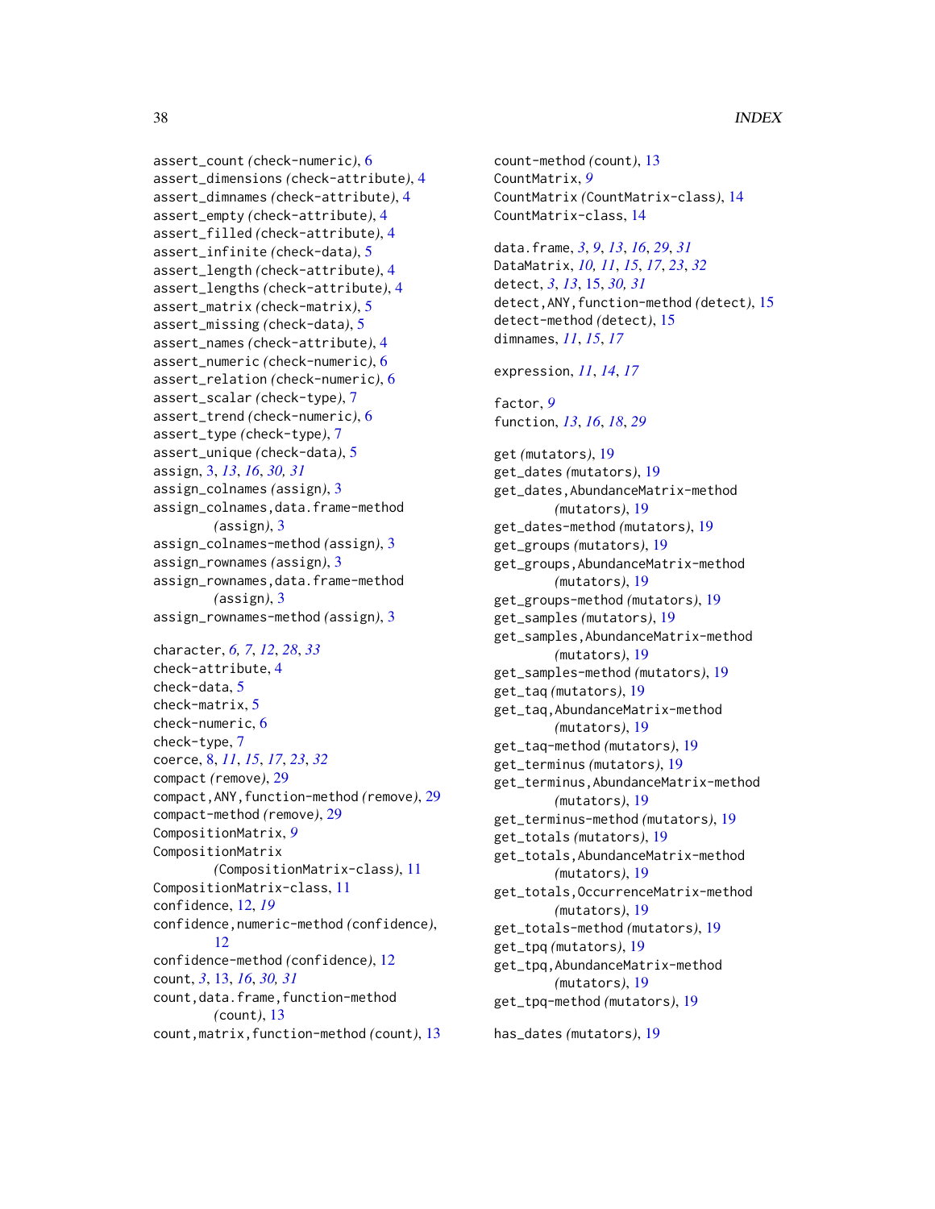assert_count *(check-numeric)*, 6
assert_dimensions *(check-attribute)*, 4
assert_dimnames *(check-attribute)*, 4
assert_empty *(check-attribute)*, 4
assert_filled *(check-attribute)*, 4
assert_infinite *(check-data)*, 5
assert_length *(check-attribute)*, 4
assert_lengths *(check-attribute)*, 4
assert_matrix *(check-matrix)*, 5
assert_missing *(check-data)*, 5
assert_names *(check-attribute)*, 4
assert_numeric *(check-numeric)*, 6
assert_relation *(check-numeric)*, 6
assert_scalar *(check-type)*, 7
assert_trend *(check-numeric)*, 6
assert_type *(check-type)*, 7
assert_unique *(check-data)*, 5
assign, 3, *13*, *16*, *30, 31*
assign_colnames *(assign)*, 3
assign_colnames,data.frame-method *(assign)*, 3
assign_colnames-method *(assign)*, 3
assign_rownames *(assign)*, 3
assign_rownames,data.frame-method *(assign)*, 3
assign_rownames-method *(assign)*, 3

character, *6, 7*, *12*, *28*, *33*
check-attribute, 4
check-data, 5
check-matrix, 5
check-numeric, 6
check-type, 7
coerce, 8, *11*, *15*, *17*, *23*, *32*
compact *(remove)*, 29
compact,ANY,function-method *(remove)*, 29
compact-method *(remove)*, 29
CompositionMatrix, *9*
CompositionMatrix *(CompositionMatrix-class)*, 11
CompositionMatrix-class, 11
confidence, 12, *19*
confidence,numeric-method *(confidence)*, 12
confidence-method *(confidence)*, 12
count, *3*, 13, *16*, *30, 31*
count,data.frame,function-method *(count)*, 13
count,matrix,function-method *(count)*, 13
count-method *(count)*, 13
CountMatrix, *9*
CountMatrix *(CountMatrix-class)*, 14
CountMatrix-class, 14

data.frame, *3*, *9*, *13*, *16*, *29*, *31*
DataMatrix, *10, 11*, *15*, *17*, *23*, *32*
detect, *3*, *13*, 15, *30, 31*
detect,ANY,function-method *(detect)*, 15
detect-method *(detect)*, 15
dimnames, *11*, *15*, *17*

expression, *11*, *14*, *17*

factor, *9*
function, *13*, *16*, *18*, *29*

get *(mutators)*, 19
get_dates *(mutators)*, 19
get_dates,AbundanceMatrix-method *(mutators)*, 19
get_dates-method *(mutators)*, 19
get_groups *(mutators)*, 19
get_groups,AbundanceMatrix-method *(mutators)*, 19
get_groups-method *(mutators)*, 19
get_samples *(mutators)*, 19
get_samples,AbundanceMatrix-method *(mutators)*, 19
get_samples-method *(mutators)*, 19
get_taq *(mutators)*, 19
get_taq,AbundanceMatrix-method *(mutators)*, 19
get_taq-method *(mutators)*, 19
get_terminus *(mutators)*, 19
get_terminus,AbundanceMatrix-method *(mutators)*, 19
get_terminus-method *(mutators)*, 19
get_totals *(mutators)*, 19
get_totals,AbundanceMatrix-method *(mutators)*, 19
get_totals,OccurrenceMatrix-method *(mutators)*, 19
get_totals-method *(mutators)*, 19
get_tpq *(mutators)*, 19
get_tpq,AbundanceMatrix-method *(mutators)*, 19
get_tpq-method *(mutators)*, 19

has_dates *(mutators)*, 19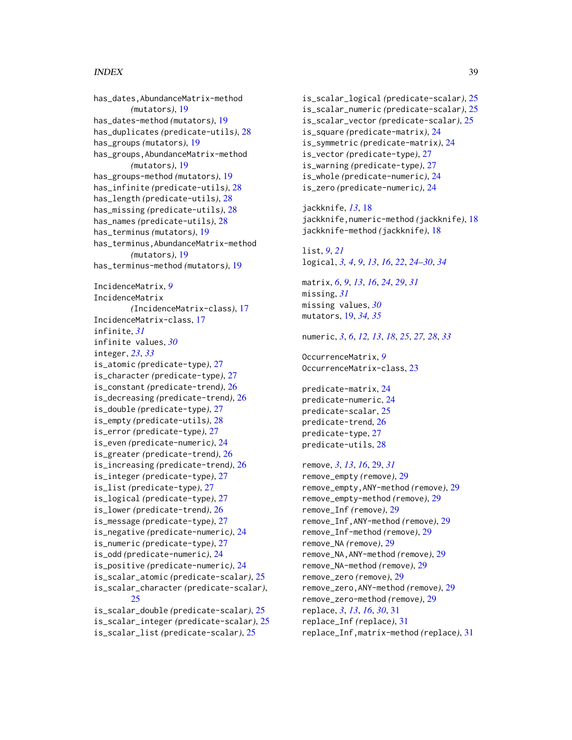has_dates,AbundanceMatrix-method *(mutators)*, 19
has_dates-method *(mutators)*, 19
has_duplicates *(predicate-utils)*, 28
has_groups *(mutators)*, 19
has_groups,AbundanceMatrix-method *(mutators)*, 19
has_groups-method *(mutators)*, 19
has_infinite *(predicate-utils)*, 28
has_length *(predicate-utils)*, 28
has_missing *(predicate-utils)*, 28
has_names *(predicate-utils)*, 28
has_terminus *(mutators)*, 19
has_terminus,AbundanceMatrix-method *(mutators)*, 19
has_terminus-method *(mutators)*, 19

IncidenceMatrix, *9*
IncidenceMatrix *(IncidenceMatrix-class)*, 17
IncidenceMatrix-class, 17
infinite, *31*
infinite values, *30*
integer, *23*, *33*
is_atomic *(predicate-type)*, 27
is_character *(predicate-type)*, 27
is_constant *(predicate-trend)*, 26
is_decreasing *(predicate-trend)*, 26
is_double *(predicate-type)*, 27
is_empty *(predicate-utils)*, 28
is_error *(predicate-type)*, 27
is_even *(predicate-numeric)*, 24
is_greater *(predicate-trend)*, 26
is_increasing *(predicate-trend)*, 26
is_integer *(predicate-type)*, 27
is_list *(predicate-type)*, 27
is_logical *(predicate-type)*, 27
is_lower *(predicate-trend)*, 26
is_message *(predicate-type)*, 27
is_negative *(predicate-numeric)*, 24
is_numeric *(predicate-type)*, 27
is_odd *(predicate-numeric)*, 24
is_positive *(predicate-numeric)*, 24
is_scalar_atomic *(predicate-scalar)*, 25
is_scalar_character *(predicate-scalar)*, 25
is_scalar_double *(predicate-scalar)*, 25
is_scalar_integer *(predicate-scalar)*, 25
is_scalar_list *(predicate-scalar)*, 25
is_scalar_logical *(predicate-scalar)*, 25
is_scalar_numeric *(predicate-scalar)*, 25
is_scalar_vector *(predicate-scalar)*, 25
is_square *(predicate-matrix)*, 24
is_symmetric *(predicate-matrix)*, 24
is_vector *(predicate-type)*, 27
is_warning *(predicate-type)*, 27
is_whole *(predicate-numeric)*, 24
is_zero *(predicate-numeric)*, 24

jackknife, *13*, 18
jackknife,numeric-method *(jackknife)*, 18
jackknife-method *(jackknife)*, 18

list, *9*, *21*
logical, *3, 4*, *9*, *13*, *16*, *22*, *24–30*, *34*

matrix, *6*, *9*, *13*, *16*, *24*, *29*, *31*
missing, *31*
missing values, *30*
mutators, 19, *34, 35*

numeric, *3*, *6*, *12, 13*, *18*, *25*, *27, 28*, *33*

OccurrenceMatrix, *9*
OccurrenceMatrix-class, 23

predicate-matrix, 24
predicate-numeric, 24
predicate-scalar, 25
predicate-trend, 26
predicate-type, 27
predicate-utils, 28

remove, *3*, *13*, *16*, 29, *31*
remove_empty *(remove)*, 29
remove_empty,ANY-method *(remove)*, 29
remove_empty-method *(remove)*, 29
remove_Inf *(remove)*, 29
remove_Inf,ANY-method *(remove)*, 29
remove_Inf-method *(remove)*, 29
remove_NA *(remove)*, 29
remove_NA,ANY-method *(remove)*, 29
remove_NA-method *(remove)*, 29
remove_zero *(remove)*, 29
remove_zero,ANY-method *(remove)*, 29
remove_zero-method *(remove)*, 29
replace, *3*, *13*, *16*, *30*, 31
replace_Inf *(replace)*, 31
replace_Inf,matrix-method *(replace)*, 31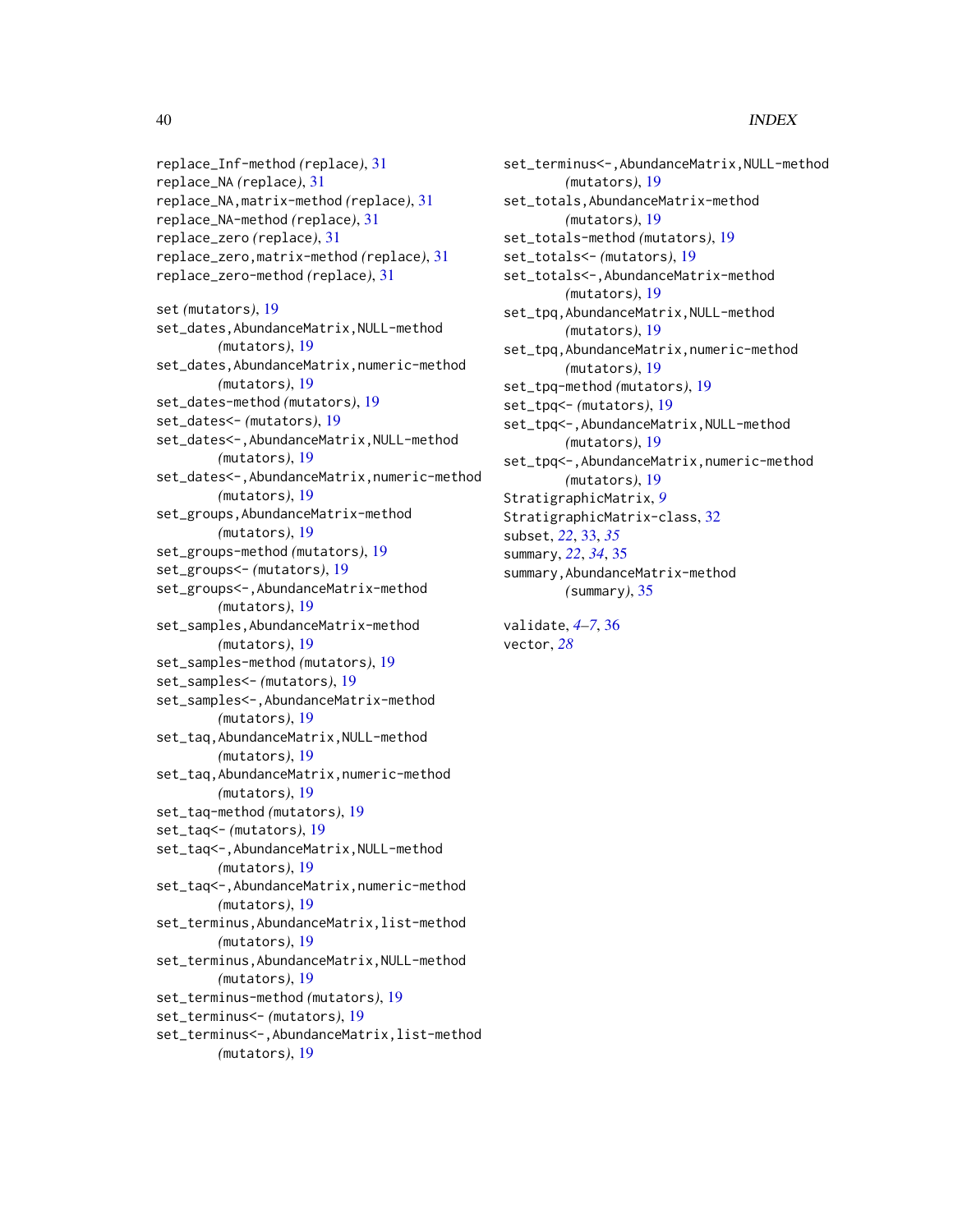replace_Inf-method *(replace)*, 31
replace_NA *(replace)*, 31
replace_NA,matrix-method *(replace)*, 31
replace_NA-method *(replace)*, 31
replace_zero *(replace)*, 31
replace_zero,matrix-method *(replace)*, 31
replace_zero-method *(replace)*, 31

set *(mutators)*, 19
set_dates,AbundanceMatrix,NULL-method *(mutators)*, 19
set_dates,AbundanceMatrix,numeric-method *(mutators)*, 19
set_dates-method *(mutators)*, 19
set_dates<- *(mutators)*, 19
set_dates<-,AbundanceMatrix,NULL-method *(mutators)*, 19
set_dates<-,AbundanceMatrix,numeric-method *(mutators)*, 19
set_groups,AbundanceMatrix-method *(mutators)*, 19
set_groups-method *(mutators)*, 19
set_groups<- *(mutators)*, 19
set_groups<-,AbundanceMatrix-method *(mutators)*, 19
set_samples,AbundanceMatrix-method *(mutators)*, 19
set_samples-method *(mutators)*, 19
set_samples<- *(mutators)*, 19
set_samples<-,AbundanceMatrix-method *(mutators)*, 19
set_taq,AbundanceMatrix,NULL-method *(mutators)*, 19
set_taq,AbundanceMatrix,numeric-method *(mutators)*, 19
set_taq-method *(mutators)*, 19
set_taq<- *(mutators)*, 19
set_taq<-,AbundanceMatrix,NULL-method *(mutators)*, 19
set_taq<-,AbundanceMatrix,numeric-method *(mutators)*, 19
set_terminus,AbundanceMatrix,list-method *(mutators)*, 19
set_terminus,AbundanceMatrix,NULL-method *(mutators)*, 19
set_terminus-method *(mutators)*, 19
set_terminus<- *(mutators)*, 19
set_terminus<-,AbundanceMatrix,list-method *(mutators)*, 19
set_terminus<-,AbundanceMatrix,NULL-method *(mutators)*, 19
set_totals,AbundanceMatrix-method *(mutators)*, 19
set_totals-method *(mutators)*, 19
set_totals<- *(mutators)*, 19
set_totals<-,AbundanceMatrix-method *(mutators)*, 19
set_tpq,AbundanceMatrix,NULL-method *(mutators)*, 19
set_tpq,AbundanceMatrix,numeric-method *(mutators)*, 19
set_tpq-method *(mutators)*, 19
set_tpq<- *(mutators)*, 19
set_tpq<-,AbundanceMatrix,NULL-method *(mutators)*, 19
set_tpq<-,AbundanceMatrix,numeric-method *(mutators)*, 19
StratigraphicMatrix, *9*
StratigraphicMatrix-class, 32
subset, *22*, 33, *35*
summary, *22*, *34*, 35
summary,AbundanceMatrix-method *(summary)*, 35

validate, *4–7*, 36
vector, *28*